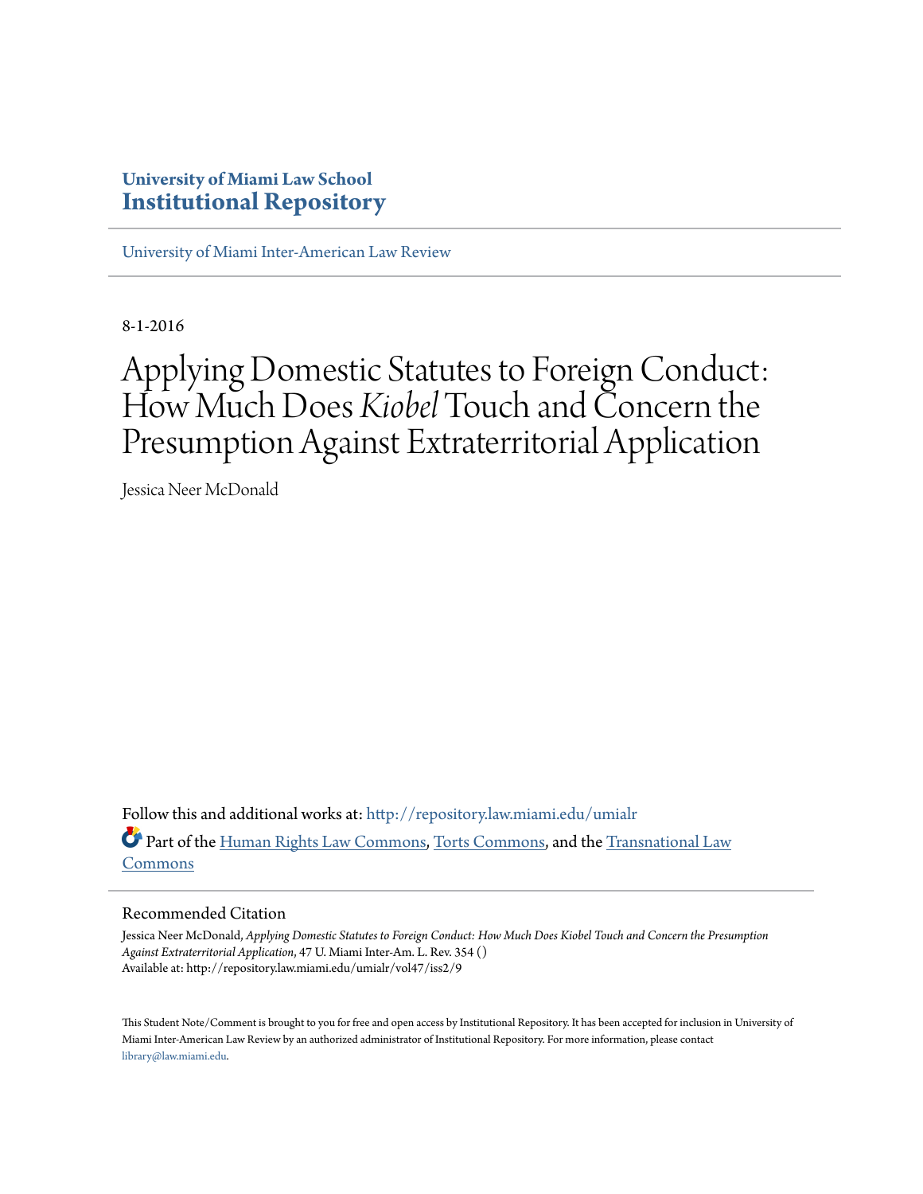**University of Miami Law School**
**Institutional Repository**

University of Miami Inter-American Law Review

8-1-2016

# Applying Domestic Statutes to Foreign Conduct: How Much Does *Kiobel* Touch and Concern the Presumption Against Extraterritorial Application

Jessica Neer McDonald

Follow this and additional works at: http://repository.law.miami.edu/umialr

Part of the Human Rights Law Commons, Torts Commons, and the Transnational Law Commons

## Recommended Citation

Jessica Neer McDonald, *Applying Domestic Statutes to Foreign Conduct: How Much Does Kiobel Touch and Concern the Presumption Against Extraterritorial Application*, 47 U. Miami Inter-Am. L. Rev. 354 ()
Available at: http://repository.law.miami.edu/umialr/vol47/iss2/9

This Student Note/Comment is brought to you for free and open access by Institutional Repository. It has been accepted for inclusion in University of Miami Inter-American Law Review by an authorized administrator of Institutional Repository. For more information, please contact library@law.miami.edu.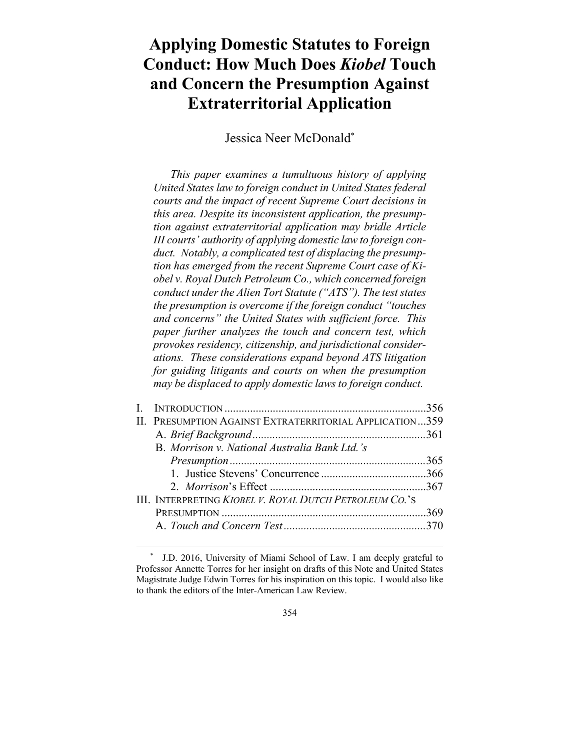# Applying Domestic Statutes to Foreign Conduct: How Much Does *Kiobel* Touch and Concern the Presumption Against Extraterritorial Application

Jessica Neer McDonald*

*This paper examines a tumultuous history of applying United States law to foreign conduct in United States federal courts and the impact of recent Supreme Court decisions in this area. Despite its inconsistent application, the presumption against extraterritorial application may bridle Article III courts' authority of applying domestic law to foreign conduct. Notably, a complicated test of displacing the presumption has emerged from the recent Supreme Court case of Kiobel v. Royal Dutch Petroleum Co., which concerned foreign conduct under the Alien Tort Statute ("ATS"). The test states the presumption is overcome if the foreign conduct "touches and concerns" the United States with sufficient force. This paper further analyzes the touch and concern test, which provokes residency, citizenship, and jurisdictional considerations. These considerations expand beyond ATS litigation for guiding litigants and courts on when the presumption may be displaced to apply domestic laws to foreign conduct.*

| | |
|---|---|
| I. INTRODUCTION | 356 |
| II. PRESUMPTION AGAINST EXTRATERRITORIAL APPLICATION | 359 |
| &nbsp;&nbsp;&nbsp;&nbsp;A. *Brief Background* | 361 |
| &nbsp;&nbsp;&nbsp;&nbsp;B. *Morrison v. National Australia Bank Ltd.'s Presumption* | 365 |
| &nbsp;&nbsp;&nbsp;&nbsp;&nbsp;&nbsp;&nbsp;&nbsp;1. Justice Stevens' Concurrence | 366 |
| &nbsp;&nbsp;&nbsp;&nbsp;&nbsp;&nbsp;&nbsp;&nbsp;2. *Morrison*'s Effect | 367 |
| III. INTERPRETING *KIOBEL V. ROYAL DUTCH PETROLEUM CO.*'S PRESUMPTION | 369 |
| &nbsp;&nbsp;&nbsp;&nbsp;A. *Touch and Concern Test* | 370 |

\* J.D. 2016, University of Miami School of Law. I am deeply grateful to Professor Annette Torres for her insight on drafts of this Note and United States Magistrate Judge Edwin Torres for his inspiration on this topic. I would also like to thank the editors of the Inter-American Law Review.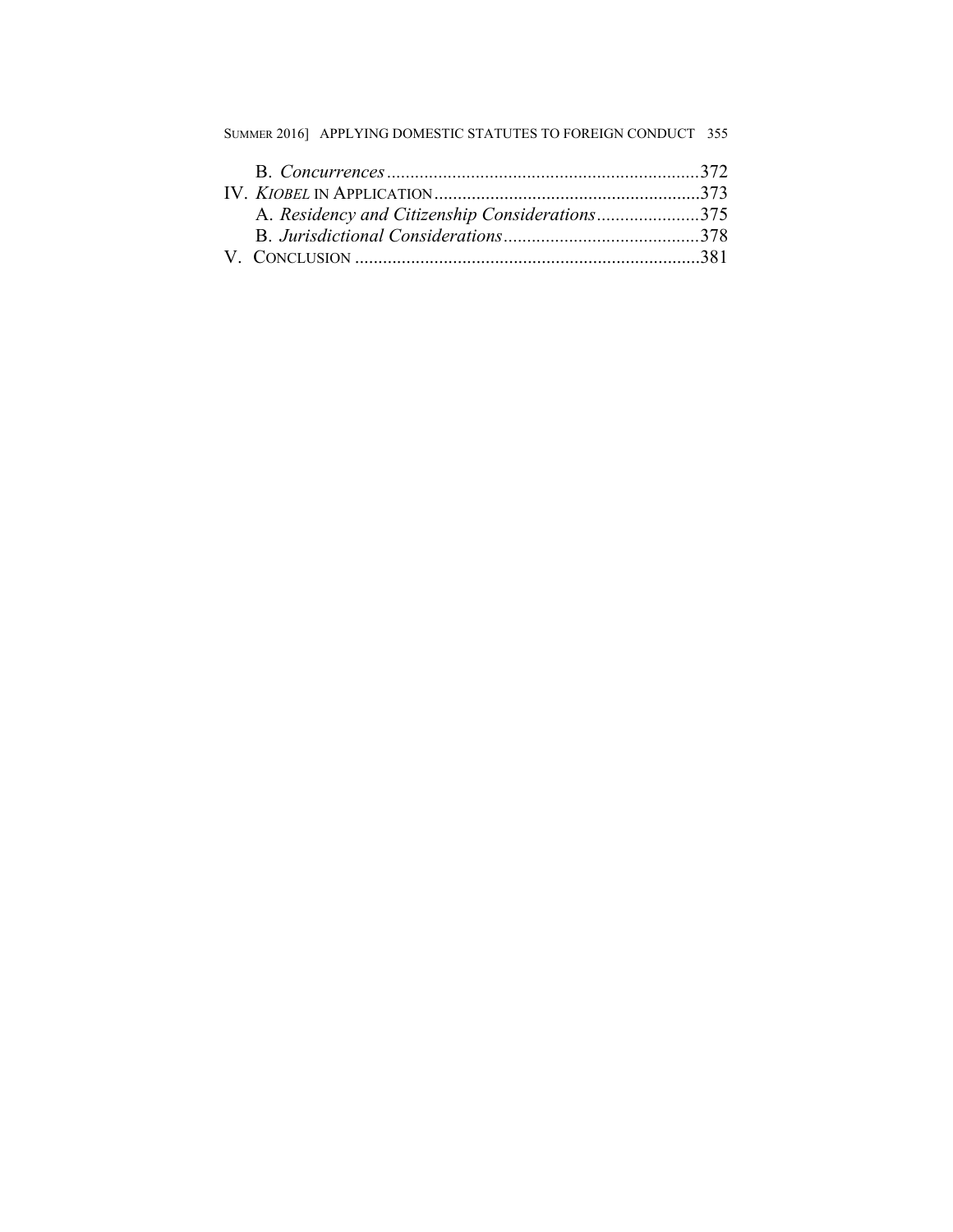B. *Concurrences* ....................................................................372

IV. *KIOBEL* IN APPLICATION.........................................................373

A. *Residency and Citizenship Considerations*......................375

B. *Jurisdictional Considerations*..........................................378

V. CONCLUSION ..........................................................................381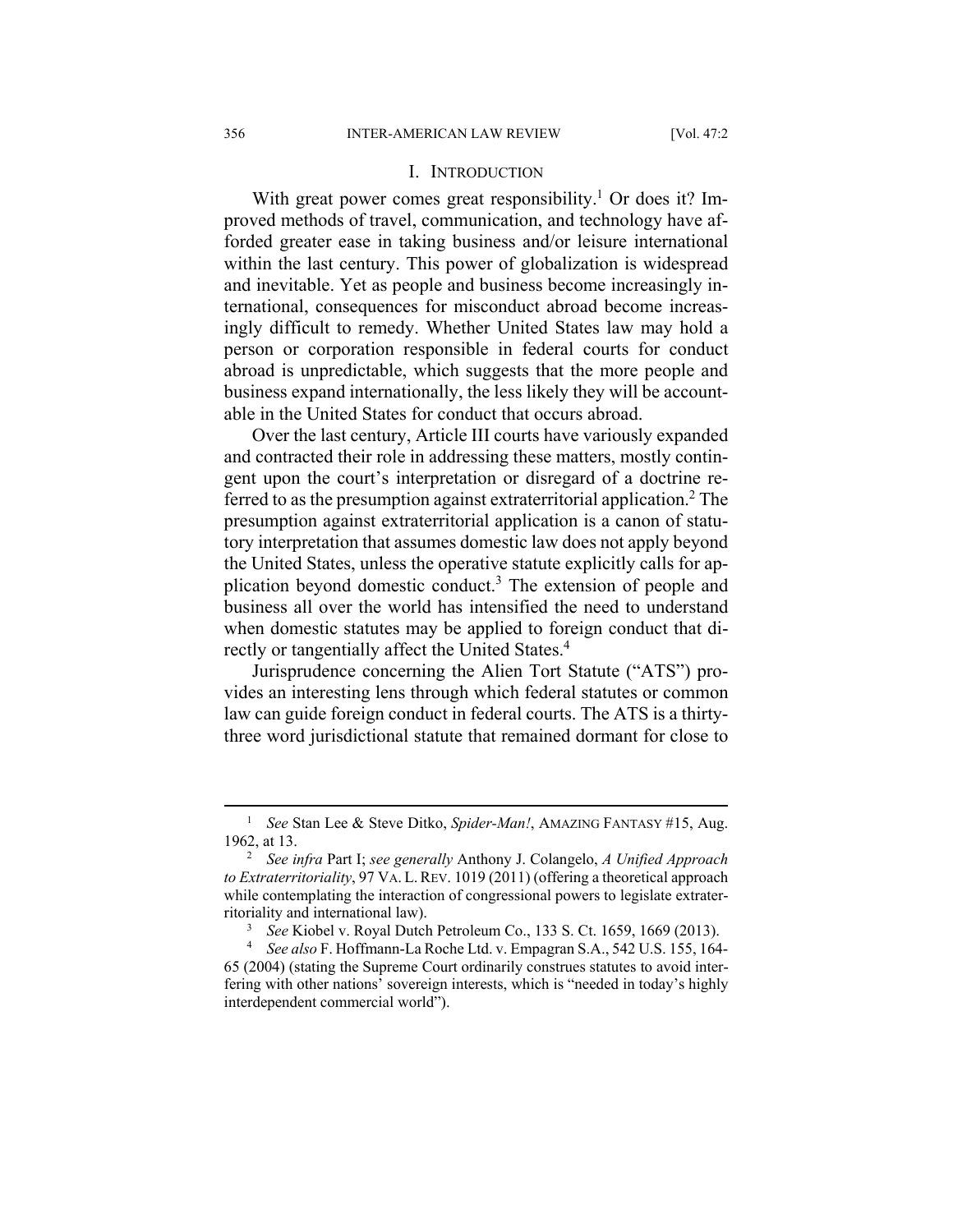## I. INTRODUCTION

With great power comes great responsibility.[1] Or does it? Improved methods of travel, communication, and technology have afforded greater ease in taking business and/or leisure international within the last century. This power of globalization is widespread and inevitable. Yet as people and business become increasingly international, consequences for misconduct abroad become increasingly difficult to remedy. Whether United States law may hold a person or corporation responsible in federal courts for conduct abroad is unpredictable, which suggests that the more people and business expand internationally, the less likely they will be accountable in the United States for conduct that occurs abroad.

Over the last century, Article III courts have variously expanded and contracted their role in addressing these matters, mostly contingent upon the court's interpretation or disregard of a doctrine referred to as the presumption against extraterritorial application.[2] The presumption against extraterritorial application is a canon of statutory interpretation that assumes domestic law does not apply beyond the United States, unless the operative statute explicitly calls for application beyond domestic conduct.[3] The extension of people and business all over the world has intensified the need to understand when domestic statutes may be applied to foreign conduct that directly or tangentially affect the United States.[4]

Jurisprudence concerning the Alien Tort Statute ("ATS") provides an interesting lens through which federal statutes or common law can guide foreign conduct in federal courts. The ATS is a thirty-three word jurisdictional statute that remained dormant for close to

---

[1] *See* Stan Lee & Steve Ditko, *Spider-Man!*, AMAZING FANTASY #15, Aug. 1962, at 13.

[2] *See infra* Part I; *see generally* Anthony J. Colangelo, *A Unified Approach to Extraterritoriality*, 97 VA. L. REV. 1019 (2011) (offering a theoretical approach while contemplating the interaction of congressional powers to legislate extraterritoriality and international law).

[3] *See* Kiobel v. Royal Dutch Petroleum Co., 133 S. Ct. 1659, 1669 (2013).

[4] *See also* F. Hoffmann-La Roche Ltd. v. Empagran S.A., 542 U.S. 155, 164-65 (2004) (stating the Supreme Court ordinarily construes statutes to avoid interfering with other nations' sovereign interests, which is "needed in today's highly interdependent commercial world").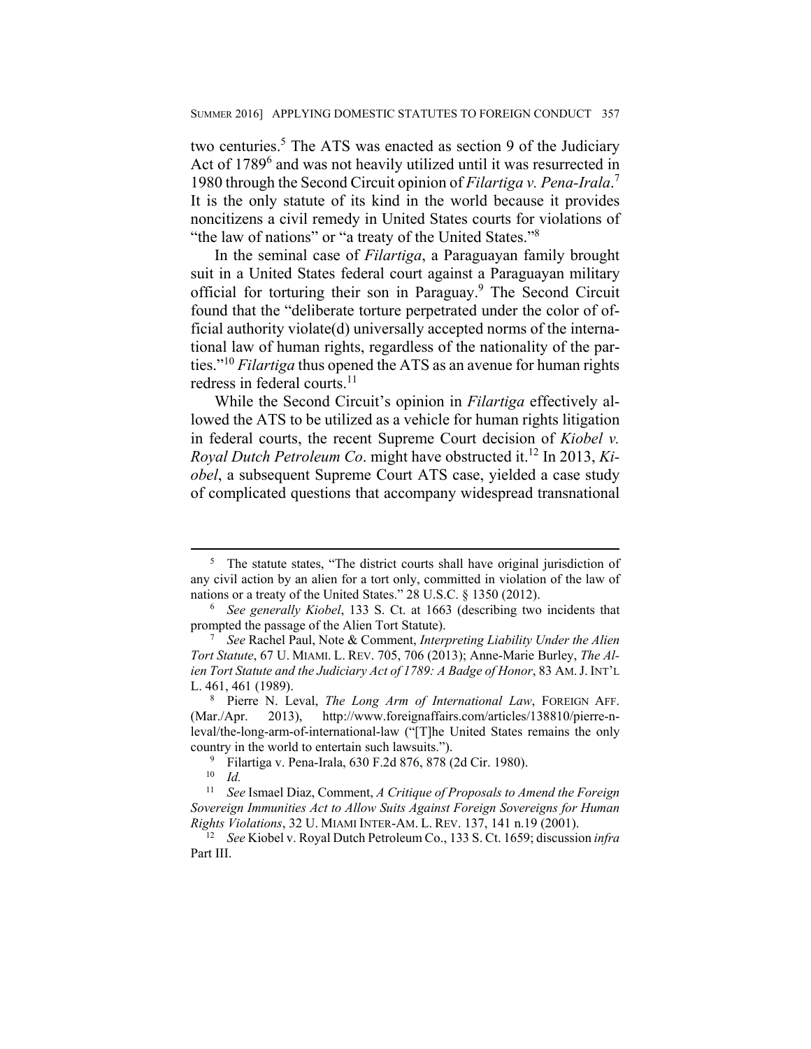two centuries.[5] The ATS was enacted as section 9 of the Judiciary Act of 1789[6] and was not heavily utilized until it was resurrected in 1980 through the Second Circuit opinion of *Filartiga v. Pena-Irala*.[7] It is the only statute of its kind in the world because it provides noncitizens a civil remedy in United States courts for violations of "the law of nations" or "a treaty of the United States."[8]

In the seminal case of *Filartiga*, a Paraguayan family brought suit in a United States federal court against a Paraguayan military official for torturing their son in Paraguay.[9] The Second Circuit found that the "deliberate torture perpetrated under the color of official authority violate(d) universally accepted norms of the international law of human rights, regardless of the nationality of the parties."[10] *Filartiga* thus opened the ATS as an avenue for human rights redress in federal courts.[11]

While the Second Circuit's opinion in *Filartiga* effectively allowed the ATS to be utilized as a vehicle for human rights litigation in federal courts, the recent Supreme Court decision of *Kiobel v. Royal Dutch Petroleum Co*. might have obstructed it.[12] In 2013, *Kiobel*, a subsequent Supreme Court ATS case, yielded a case study of complicated questions that accompany widespread transnational

---

[5] The statute states, "The district courts shall have original jurisdiction of any civil action by an alien for a tort only, committed in violation of the law of nations or a treaty of the United States." 28 U.S.C. § 1350 (2012).

[6] *See generally Kiobel*, 133 S. Ct. at 1663 (describing two incidents that prompted the passage of the Alien Tort Statute).

[7] *See* Rachel Paul, Note & Comment, *Interpreting Liability Under the Alien Tort Statute*, 67 U. MIAMI. L. REV. 705, 706 (2013); Anne-Marie Burley, *The Alien Tort Statute and the Judiciary Act of 1789: A Badge of Honor*, 83 AM. J. INT'L L. 461, 461 (1989).

[8] Pierre N. Leval, *The Long Arm of International Law*, FOREIGN AFF. (Mar./Apr. 2013), http://www.foreignaffairs.com/articles/138810/pierre-n-leval/the-long-arm-of-international-law ("[T]he United States remains the only country in the world to entertain such lawsuits.").

[9] Filartiga v. Pena-Irala, 630 F.2d 876, 878 (2d Cir. 1980).

[10] *Id.*

[11] *See* Ismael Diaz, Comment, *A Critique of Proposals to Amend the Foreign Sovereign Immunities Act to Allow Suits Against Foreign Sovereigns for Human Rights Violations*, 32 U. MIAMI INTER-AM. L. REV. 137, 141 n.19 (2001).

[12] *See* Kiobel v. Royal Dutch Petroleum Co., 133 S. Ct. 1659; discussion *infra* Part III.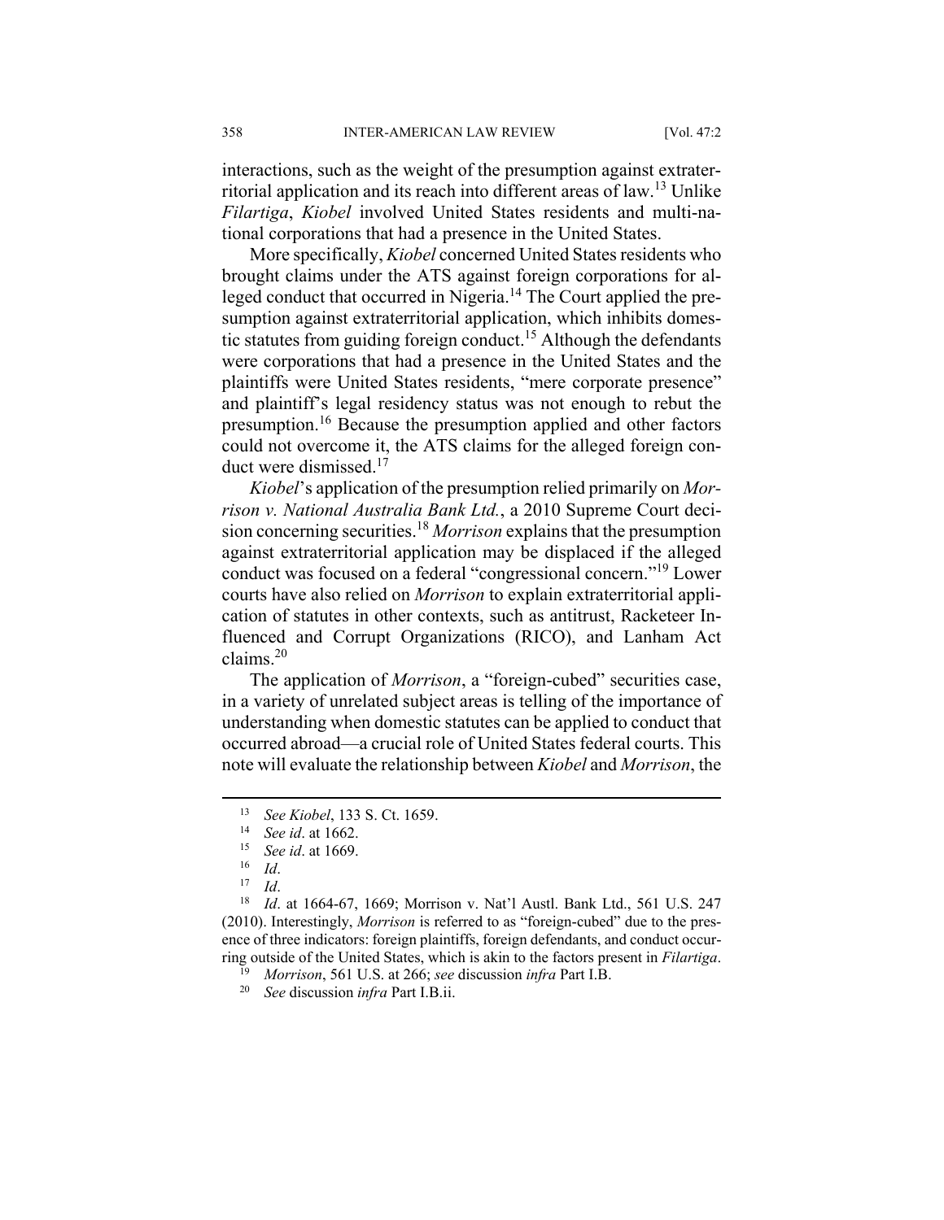interactions, such as the weight of the presumption against extraterritorial application and its reach into different areas of law.[13] Unlike *Filartiga*, *Kiobel* involved United States residents and multi-national corporations that had a presence in the United States.

More specifically, *Kiobel* concerned United States residents who brought claims under the ATS against foreign corporations for alleged conduct that occurred in Nigeria.[14] The Court applied the presumption against extraterritorial application, which inhibits domestic statutes from guiding foreign conduct.[15] Although the defendants were corporations that had a presence in the United States and the plaintiffs were United States residents, "mere corporate presence" and plaintiff's legal residency status was not enough to rebut the presumption.[16] Because the presumption applied and other factors could not overcome it, the ATS claims for the alleged foreign conduct were dismissed.[17]

*Kiobel*'s application of the presumption relied primarily on *Morrison v. National Australia Bank Ltd.*, a 2010 Supreme Court decision concerning securities.[18] *Morrison* explains that the presumption against extraterritorial application may be displaced if the alleged conduct was focused on a federal "congressional concern."[19] Lower courts have also relied on *Morrison* to explain extraterritorial application of statutes in other contexts, such as antitrust, Racketeer Influenced and Corrupt Organizations (RICO), and Lanham Act claims.[20]

The application of *Morrison*, a "foreign-cubed" securities case, in a variety of unrelated subject areas is telling of the importance of understanding when domestic statutes can be applied to conduct that occurred abroad—a crucial role of United States federal courts. This note will evaluate the relationship between *Kiobel* and *Morrison*, the

---

[13] *See Kiobel*, 133 S. Ct. 1659.

[14] *See id*. at 1662.

[15] *See id*. at 1669.

[16] *Id*.

[17] *Id*.

[18] *Id*. at 1664-67, 1669; Morrison v. Nat'l Austl. Bank Ltd., 561 U.S. 247 (2010). Interestingly, *Morrison* is referred to as "foreign-cubed" due to the presence of three indicators: foreign plaintiffs, foreign defendants, and conduct occurring outside of the United States, which is akin to the factors present in *Filartiga*.

[19] *Morrison*, 561 U.S. at 266; *see* discussion *infra* Part I.B.

[20] *See* discussion *infra* Part I.B.ii.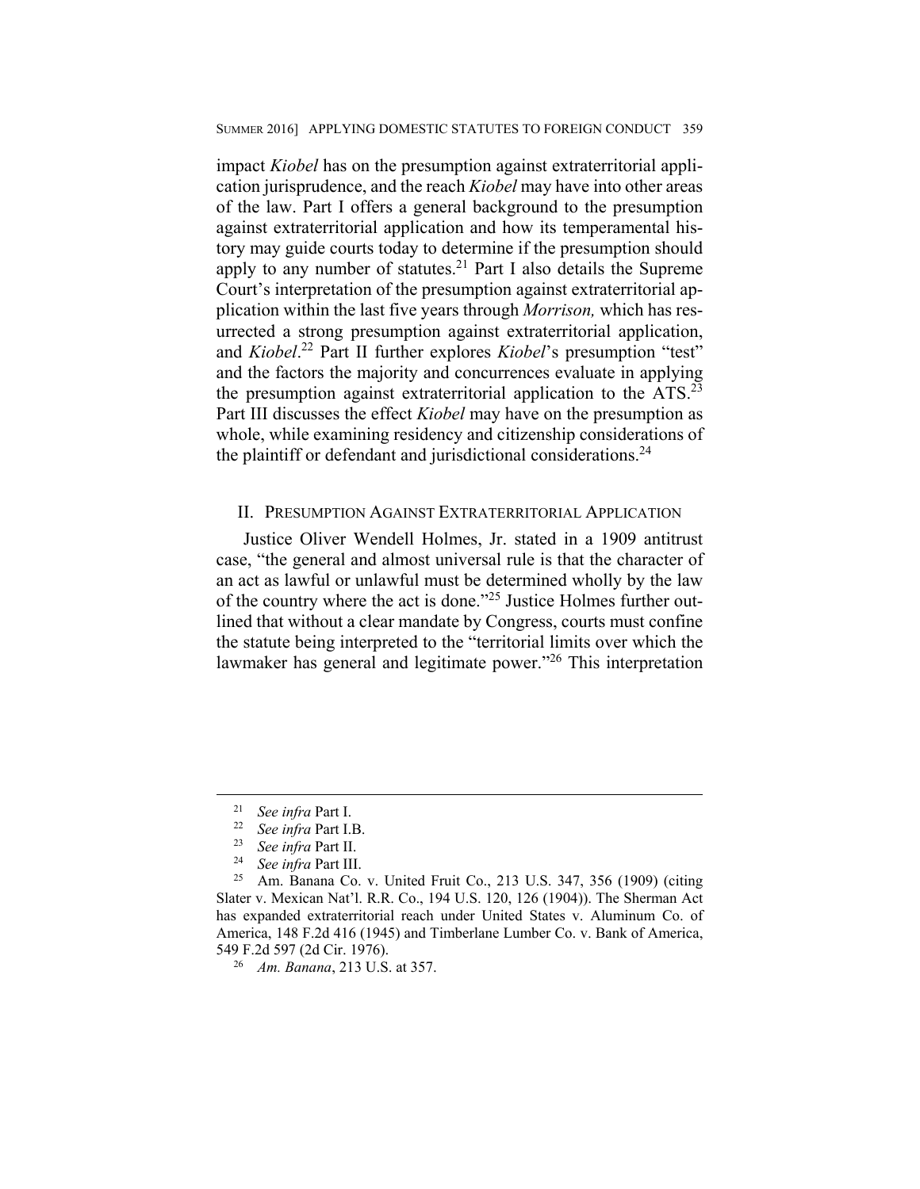impact *Kiobel* has on the presumption against extraterritorial application jurisprudence, and the reach *Kiobel* may have into other areas of the law. Part I offers a general background to the presumption against extraterritorial application and how its temperamental history may guide courts today to determine if the presumption should apply to any number of statutes.[21] Part I also details the Supreme Court's interpretation of the presumption against extraterritorial application within the last five years through *Morrison,* which has resurrected a strong presumption against extraterritorial application, and *Kiobel*.[22] Part II further explores *Kiobel*'s presumption "test" and the factors the majority and concurrences evaluate in applying the presumption against extraterritorial application to the ATS.[23] Part III discusses the effect *Kiobel* may have on the presumption as whole, while examining residency and citizenship considerations of the plaintiff or defendant and jurisdictional considerations.[24]

## II. Presumption Against Extraterritorial Application

Justice Oliver Wendell Holmes, Jr. stated in a 1909 antitrust case, "the general and almost universal rule is that the character of an act as lawful or unlawful must be determined wholly by the law of the country where the act is done."[25] Justice Holmes further outlined that without a clear mandate by Congress, courts must confine the statute being interpreted to the "territorial limits over which the lawmaker has general and legitimate power."[26] This interpretation

---

[21] *See infra* Part I.

[22] *See infra* Part I.B.

[23] *See infra* Part II.

[24] *See infra* Part III.

[25] Am. Banana Co. v. United Fruit Co., 213 U.S. 347, 356 (1909) (citing Slater v. Mexican Nat'l. R.R. Co., 194 U.S. 120, 126 (1904)). The Sherman Act has expanded extraterritorial reach under United States v. Aluminum Co. of America, 148 F.2d 416 (1945) and Timberlane Lumber Co. v. Bank of America, 549 F.2d 597 (2d Cir. 1976).

[26] *Am. Banana*, 213 U.S. at 357.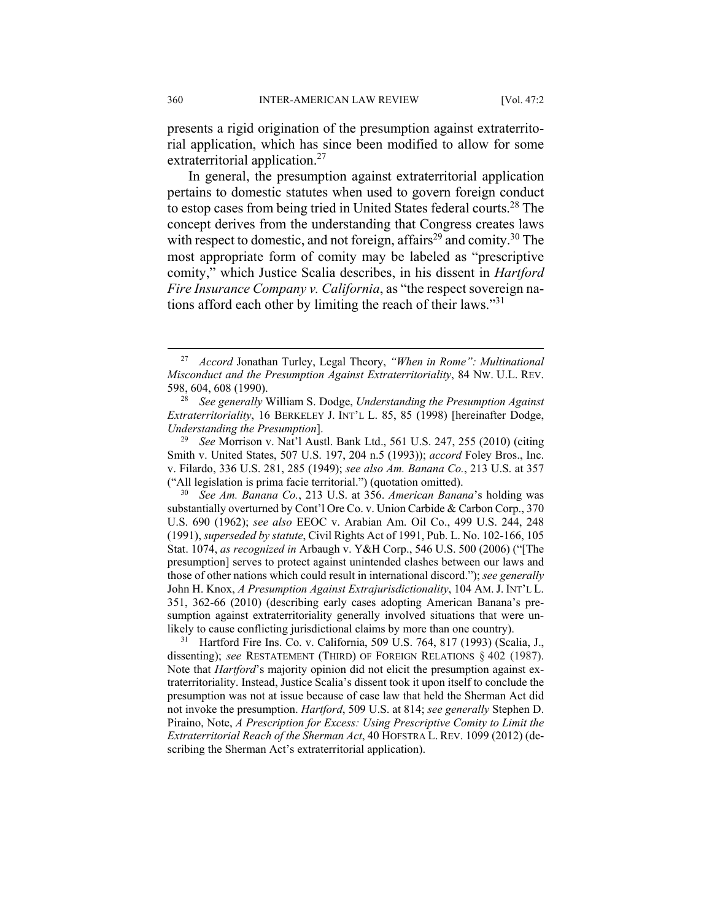presents a rigid origination of the presumption against extraterritorial application, which has since been modified to allow for some extraterritorial application.[27]

In general, the presumption against extraterritorial application pertains to domestic statutes when used to govern foreign conduct to estop cases from being tried in United States federal courts.[28] The concept derives from the understanding that Congress creates laws with respect to domestic, and not foreign, affairs[29] and comity.[30] The most appropriate form of comity may be labeled as "prescriptive comity," which Justice Scalia describes, in his dissent in *Hartford Fire Insurance Company v. California*, as "the respect sovereign nations afford each other by limiting the reach of their laws."[31]

---

[27] *Accord* Jonathan Turley, Legal Theory, *"When in Rome": Multinational Misconduct and the Presumption Against Extraterritoriality*, 84 NW. U.L. REV. 598, 604, 608 (1990).

[28] *See generally* William S. Dodge, *Understanding the Presumption Against Extraterritoriality*, 16 BERKELEY J. INT'L L. 85, 85 (1998) [hereinafter Dodge, *Understanding the Presumption*].

[29] *See* Morrison v. Nat'l Austl. Bank Ltd., 561 U.S. 247, 255 (2010) (citing Smith v. United States, 507 U.S. 197, 204 n.5 (1993)); *accord* Foley Bros., Inc. v. Filardo, 336 U.S. 281, 285 (1949); *see also Am. Banana Co.*, 213 U.S. at 357 ("All legislation is prima facie territorial.") (quotation omitted).

[30] *See Am. Banana Co.*, 213 U.S. at 356. *American Banana*'s holding was substantially overturned by Cont'l Ore Co. v. Union Carbide & Carbon Corp., 370 U.S. 690 (1962); *see also* EEOC v. Arabian Am. Oil Co., 499 U.S. 244, 248 (1991), *superseded by statute*, Civil Rights Act of 1991, Pub. L. No. 102-166, 105 Stat. 1074, *as recognized in* Arbaugh v. Y&H Corp., 546 U.S. 500 (2006) ("[The presumption] serves to protect against unintended clashes between our laws and those of other nations which could result in international discord."); *see generally* John H. Knox, *A Presumption Against Extrajurisdictionality*, 104 AM. J. INT'L L. 351, 362-66 (2010) (describing early cases adopting American Banana's presumption against extraterritoriality generally involved situations that were unlikely to cause conflicting jurisdictional claims by more than one country).

[31] Hartford Fire Ins. Co. v. California, 509 U.S. 764, 817 (1993) (Scalia, J., dissenting); *see* RESTATEMENT (THIRD) OF FOREIGN RELATIONS § 402 (1987). Note that *Hartford*'s majority opinion did not elicit the presumption against extraterritoriality. Instead, Justice Scalia's dissent took it upon itself to conclude the presumption was not at issue because of case law that held the Sherman Act did not invoke the presumption. *Hartford*, 509 U.S. at 814; *see generally* Stephen D. Piraino, Note, *A Prescription for Excess: Using Prescriptive Comity to Limit the Extraterritorial Reach of the Sherman Act*, 40 HOFSTRA L. REV. 1099 (2012) (describing the Sherman Act's extraterritorial application).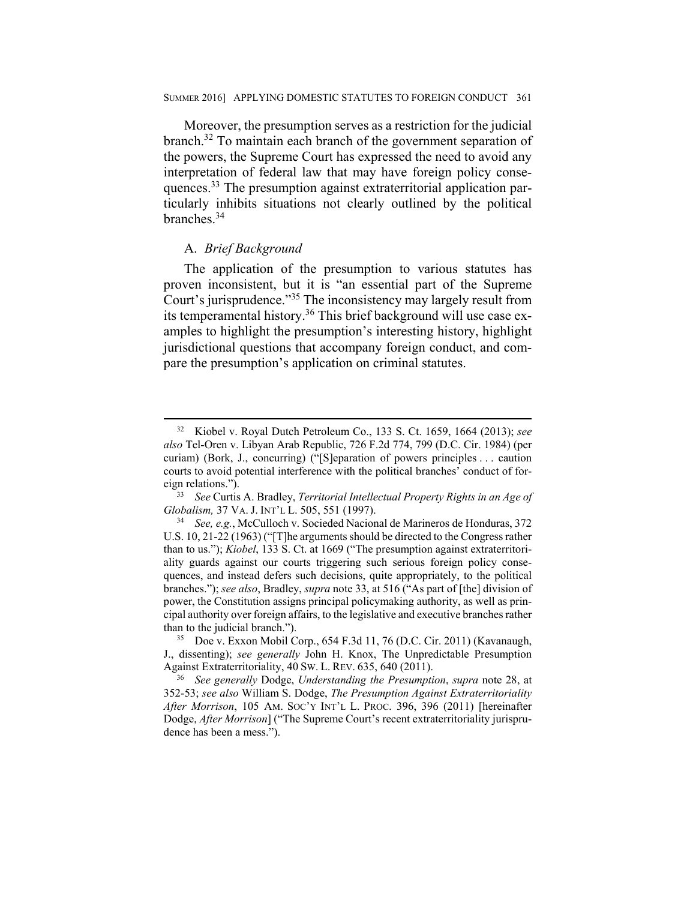Moreover, the presumption serves as a restriction for the judicial branch.[32] To maintain each branch of the government separation of the powers, the Supreme Court has expressed the need to avoid any interpretation of federal law that may have foreign policy consequences.[33] The presumption against extraterritorial application particularly inhibits situations not clearly outlined by the political branches.[34]

## A. *Brief Background*

The application of the presumption to various statutes has proven inconsistent, but it is "an essential part of the Supreme Court's jurisprudence."[35] The inconsistency may largely result from its temperamental history.[36] This brief background will use case examples to highlight the presumption's interesting history, highlight jurisdictional questions that accompany foreign conduct, and compare the presumption's application on criminal statutes.

---

[32] Kiobel v. Royal Dutch Petroleum Co., 133 S. Ct. 1659, 1664 (2013); *see also* Tel-Oren v. Libyan Arab Republic, 726 F.2d 774, 799 (D.C. Cir. 1984) (per curiam) (Bork, J., concurring) ("[S]eparation of powers principles . . . caution courts to avoid potential interference with the political branches' conduct of foreign relations.").

[33] *See* Curtis A. Bradley, *Territorial Intellectual Property Rights in an Age of Globalism,* 37 VA. J. INT'L L. 505, 551 (1997).

[34] *See, e.g.*, McCulloch v. Socieded Nacional de Marineros de Honduras, 372 U.S. 10, 21-22 (1963) ("[T]he arguments should be directed to the Congress rather than to us."); *Kiobel*, 133 S. Ct. at 1669 ("The presumption against extraterritoriality guards against our courts triggering such serious foreign policy consequences, and instead defers such decisions, quite appropriately, to the political branches."); *see also*, Bradley, *supra* note 33, at 516 ("As part of [the] division of power, the Constitution assigns principal policymaking authority, as well as principal authority over foreign affairs, to the legislative and executive branches rather than to the judicial branch.").

[35] Doe v. Exxon Mobil Corp., 654 F.3d 11, 76 (D.C. Cir. 2011) (Kavanaugh, J., dissenting); *see generally* John H. Knox, The Unpredictable Presumption Against Extraterritoriality, 40 SW. L. REV. 635, 640 (2011).

[36] *See generally* Dodge, *Understanding the Presumption*, *supra* note 28, at 352-53; *see also* William S. Dodge, *The Presumption Against Extraterritoriality After Morrison*, 105 AM. SOC'Y INT'L L. PROC. 396, 396 (2011) [hereinafter Dodge, *After Morrison*] ("The Supreme Court's recent extraterritoriality jurisprudence has been a mess.").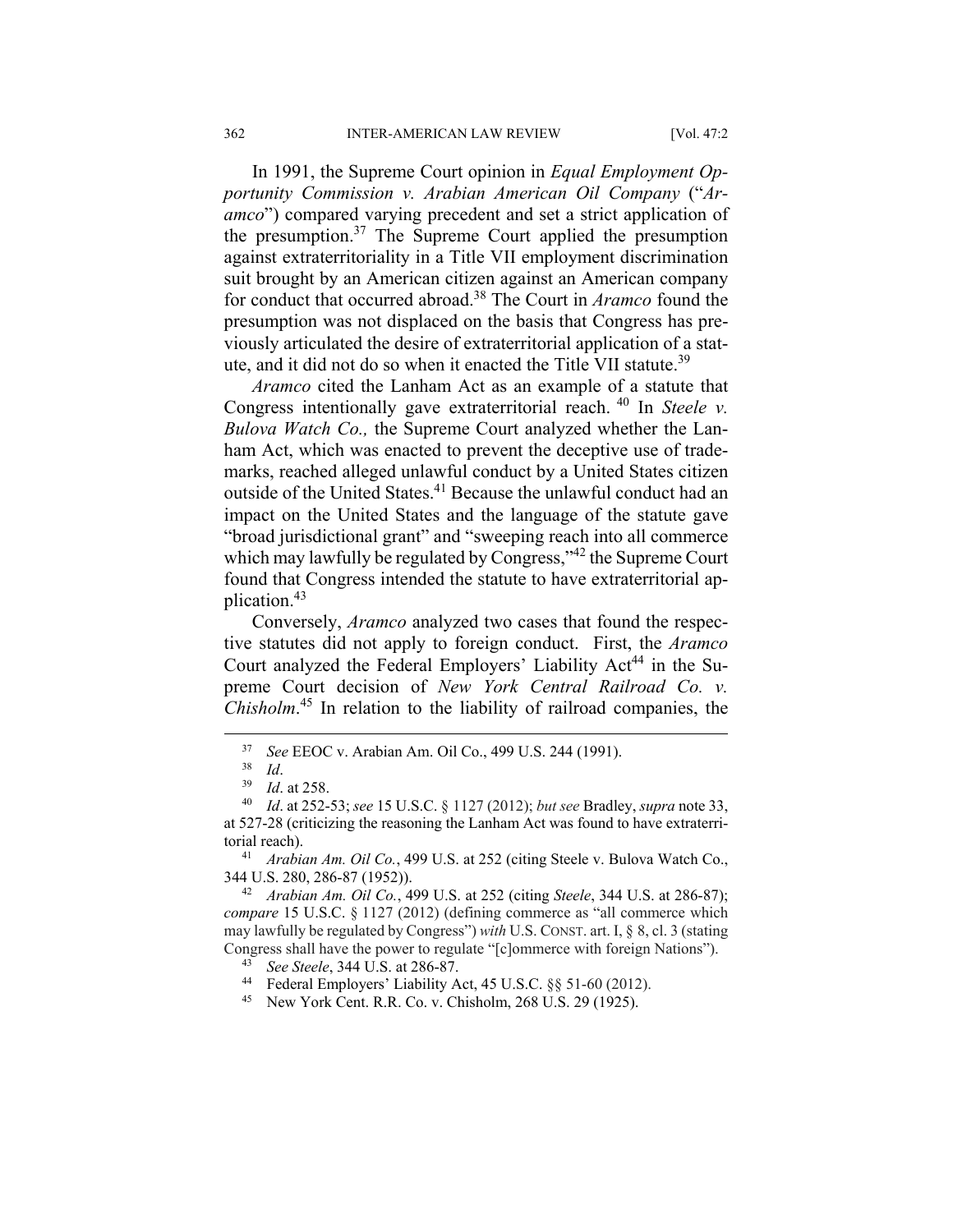In 1991, the Supreme Court opinion in *Equal Employment Opportunity Commission v. Arabian American Oil Company* ("*Aramco*") compared varying precedent and set a strict application of the presumption.[37] The Supreme Court applied the presumption against extraterritoriality in a Title VII employment discrimination suit brought by an American citizen against an American company for conduct that occurred abroad.[38] The Court in *Aramco* found the presumption was not displaced on the basis that Congress has previously articulated the desire of extraterritorial application of a statute, and it did not do so when it enacted the Title VII statute.[39]

*Aramco* cited the Lanham Act as an example of a statute that Congress intentionally gave extraterritorial reach.[40] In *Steele v. Bulova Watch Co.,* the Supreme Court analyzed whether the Lanham Act, which was enacted to prevent the deceptive use of trademarks, reached alleged unlawful conduct by a United States citizen outside of the United States.[41] Because the unlawful conduct had an impact on the United States and the language of the statute gave "broad jurisdictional grant" and "sweeping reach into all commerce which may lawfully be regulated by Congress,"[42] the Supreme Court found that Congress intended the statute to have extraterritorial application.[43]

Conversely, *Aramco* analyzed two cases that found the respective statutes did not apply to foreign conduct. First, the *Aramco* Court analyzed the Federal Employers' Liability Act[44] in the Supreme Court decision of *New York Central Railroad Co. v. Chisholm*.[45] In relation to the liability of railroad companies, the

---

[37] *See* EEOC v. Arabian Am. Oil Co., 499 U.S. 244 (1991).

[38] *Id*.

[39] *Id*. at 258.

[40] *Id*. at 252-53; *see* 15 U.S.C. § 1127 (2012); *but see* Bradley, *supra* note 33, at 527-28 (criticizing the reasoning the Lanham Act was found to have extraterritorial reach).

[41] *Arabian Am. Oil Co.*, 499 U.S. at 252 (citing Steele v. Bulova Watch Co., 344 U.S. 280, 286-87 (1952)).

[42] *Arabian Am. Oil Co.*, 499 U.S. at 252 (citing *Steele*, 344 U.S. at 286-87); *compare* 15 U.S.C. § 1127 (2012) (defining commerce as "all commerce which may lawfully be regulated by Congress") *with* U.S. CONST. art. I, § 8, cl. 3 (stating Congress shall have the power to regulate "[c]ommerce with foreign Nations").

[43] *See Steele*, 344 U.S. at 286-87.

[44] Federal Employers' Liability Act, 45 U.S.C. §§ 51-60 (2012).

[45] New York Cent. R.R. Co. v. Chisholm, 268 U.S. 29 (1925).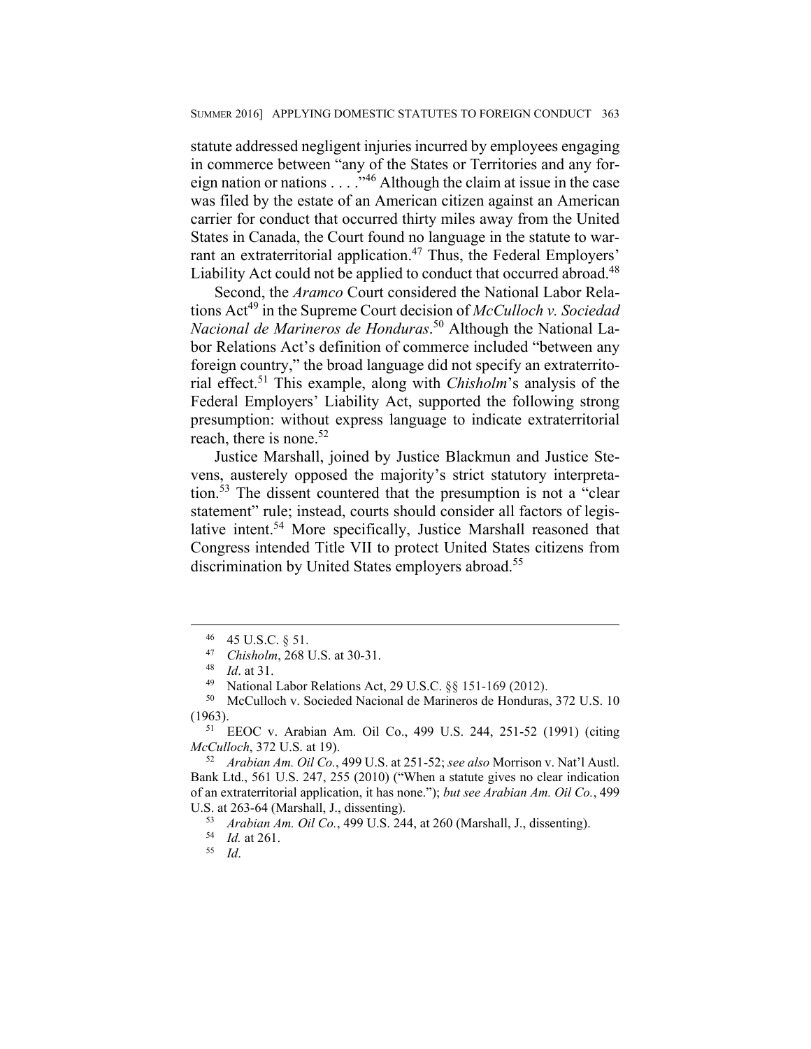statute addressed negligent injuries incurred by employees engaging in commerce between "any of the States or Territories and any foreign nation or nations . . . ."[46] Although the claim at issue in the case was filed by the estate of an American citizen against an American carrier for conduct that occurred thirty miles away from the United States in Canada, the Court found no language in the statute to warrant an extraterritorial application.[47] Thus, the Federal Employers' Liability Act could not be applied to conduct that occurred abroad.[48]

Second, the *Aramco* Court considered the National Labor Relations Act[49] in the Supreme Court decision of *McCulloch v. Sociedad Nacional de Marineros de Honduras*.[50] Although the National Labor Relations Act's definition of commerce included "between any foreign country," the broad language did not specify an extraterritorial effect.[51] This example, along with *Chisholm*'s analysis of the Federal Employers' Liability Act, supported the following strong presumption: without express language to indicate extraterritorial reach, there is none.[52]

Justice Marshall, joined by Justice Blackmun and Justice Stevens, austerely opposed the majority's strict statutory interpretation.[53] The dissent countered that the presumption is not a "clear statement" rule; instead, courts should consider all factors of legislative intent.[54] More specifically, Justice Marshall reasoned that Congress intended Title VII to protect United States citizens from discrimination by United States employers abroad.[55]

---

[46] 45 U.S.C. § 51.

[47] *Chisholm*, 268 U.S. at 30-31.

[48] *Id*. at 31.

[49] National Labor Relations Act, 29 U.S.C. §§ 151-169 (2012).

[50] McCulloch v. Socieded Nacional de Marineros de Honduras, 372 U.S. 10 (1963).

[51] EEOC v. Arabian Am. Oil Co., 499 U.S. 244, 251-52 (1991) (citing *McCulloch*, 372 U.S. at 19).

[52] *Arabian Am. Oil Co.*, 499 U.S. at 251-52; *see also* Morrison v. Nat'l Austl. Bank Ltd., 561 U.S. 247, 255 (2010) ("When a statute gives no clear indication of an extraterritorial application, it has none."); *but see Arabian Am. Oil Co.*, 499 U.S. at 263-64 (Marshall, J., dissenting).

[53] *Arabian Am. Oil Co.*, 499 U.S. 244, at 260 (Marshall, J., dissenting).

[54] *Id.* at 261.

[55] *Id*.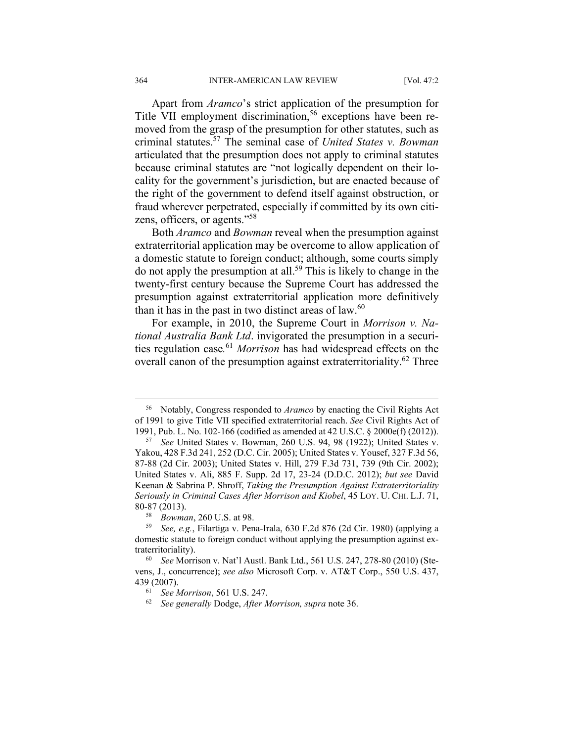Apart from *Aramco*'s strict application of the presumption for Title VII employment discrimination,[56] exceptions have been removed from the grasp of the presumption for other statutes, such as criminal statutes.[57] The seminal case of *United States v. Bowman* articulated that the presumption does not apply to criminal statutes because criminal statutes are "not logically dependent on their locality for the government's jurisdiction, but are enacted because of the right of the government to defend itself against obstruction, or fraud wherever perpetrated, especially if committed by its own citizens, officers, or agents."[58]

Both *Aramco* and *Bowman* reveal when the presumption against extraterritorial application may be overcome to allow application of a domestic statute to foreign conduct; although, some courts simply do not apply the presumption at all.[59] This is likely to change in the twenty-first century because the Supreme Court has addressed the presumption against extraterritorial application more definitively than it has in the past in two distinct areas of law.[60]

For example, in 2010, the Supreme Court in *Morrison v. National Australia Bank Ltd*. invigorated the presumption in a securities regulation case.[61] *Morrison* has had widespread effects on the overall canon of the presumption against extraterritoriality.[62] Three

---

[56] Notably, Congress responded to *Aramco* by enacting the Civil Rights Act of 1991 to give Title VII specified extraterritorial reach. *See* Civil Rights Act of 1991, Pub. L. No. 102-166 (codified as amended at 42 U.S.C. § 2000e(f) (2012)).

[57] *See* United States v. Bowman, 260 U.S. 94, 98 (1922); United States v. Yakou, 428 F.3d 241, 252 (D.C. Cir. 2005); United States v. Yousef, 327 F.3d 56, 87-88 (2d Cir. 2003); United States v. Hill, 279 F.3d 731, 739 (9th Cir. 2002); United States v. Ali, 885 F. Supp. 2d 17, 23-24 (D.D.C. 2012); *but see* David Keenan & Sabrina P. Shroff, *Taking the Presumption Against Extraterritoriality Seriously in Criminal Cases After Morrison and Kiobel*, 45 LOY. U. CHI. L.J. 71, 80-87 (2013).

[58] *Bowman*, 260 U.S. at 98.

[59] *See, e.g.*, Filartiga v. Pena-Irala, 630 F.2d 876 (2d Cir. 1980) (applying a domestic statute to foreign conduct without applying the presumption against extraterritoriality).

[60] *See* Morrison v. Nat'l Austl. Bank Ltd., 561 U.S. 247, 278-80 (2010) (Stevens, J., concurrence); *see also* Microsoft Corp. v. AT&T Corp., 550 U.S. 437, 439 (2007).

[61] *See Morrison*, 561 U.S. 247.

[62] *See generally* Dodge, *After Morrison, supra* note 36.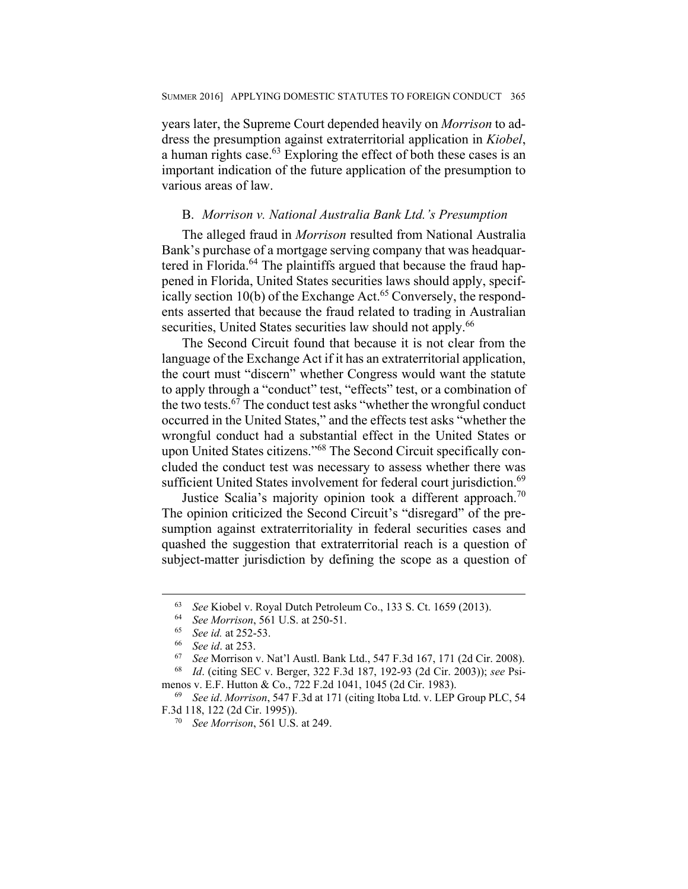years later, the Supreme Court depended heavily on *Morrison* to address the presumption against extraterritorial application in *Kiobel*, a human rights case.[63] Exploring the effect of both these cases is an important indication of the future application of the presumption to various areas of law.

### B. *Morrison v. National Australia Bank Ltd.'s Presumption*

The alleged fraud in *Morrison* resulted from National Australia Bank's purchase of a mortgage serving company that was headquartered in Florida.[64] The plaintiffs argued that because the fraud happened in Florida, United States securities laws should apply, specifically section 10(b) of the Exchange Act.[65] Conversely, the respondents asserted that because the fraud related to trading in Australian securities, United States securities law should not apply.[66]

The Second Circuit found that because it is not clear from the language of the Exchange Act if it has an extraterritorial application, the court must "discern" whether Congress would want the statute to apply through a "conduct" test, "effects" test, or a combination of the two tests.[67] The conduct test asks "whether the wrongful conduct occurred in the United States," and the effects test asks "whether the wrongful conduct had a substantial effect in the United States or upon United States citizens."[68] The Second Circuit specifically concluded the conduct test was necessary to assess whether there was sufficient United States involvement for federal court jurisdiction.[69]

Justice Scalia's majority opinion took a different approach.[70] The opinion criticized the Second Circuit's "disregard" of the presumption against extraterritoriality in federal securities cases and quashed the suggestion that extraterritorial reach is a question of subject-matter jurisdiction by defining the scope as a question of

---

[63] *See* Kiobel v. Royal Dutch Petroleum Co., 133 S. Ct. 1659 (2013).

[64] *See Morrison*, 561 U.S. at 250-51.

[65] *See id.* at 252-53.

[66] *See id*. at 253.

[67] *See* Morrison v. Nat'l Austl. Bank Ltd., 547 F.3d 167, 171 (2d Cir. 2008).

[68] *Id*. (citing SEC v. Berger, 322 F.3d 187, 192-93 (2d Cir. 2003)); *see* Psimenos v. E.F. Hutton & Co., 722 F.2d 1041, 1045 (2d Cir. 1983).

[69] *See id*. *Morrison*, 547 F.3d at 171 (citing Itoba Ltd. v. LEP Group PLC, 54 F.3d 118, 122 (2d Cir. 1995)).

[70] *See Morrison*, 561 U.S. at 249.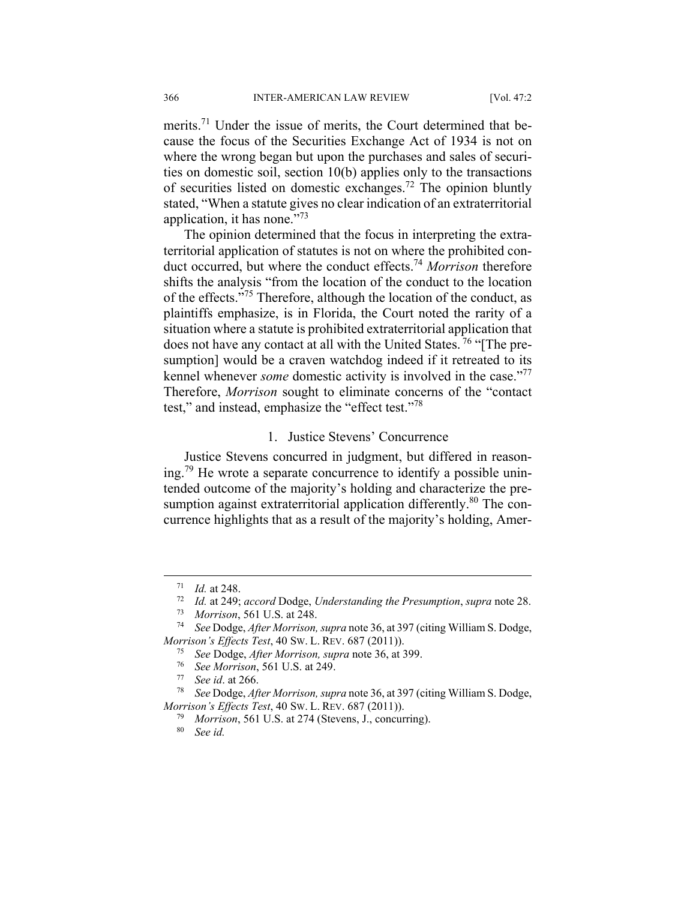merits.[71] Under the issue of merits, the Court determined that because the focus of the Securities Exchange Act of 1934 is not on where the wrong began but upon the purchases and sales of securities on domestic soil, section 10(b) applies only to the transactions of securities listed on domestic exchanges.[72] The opinion bluntly stated, "When a statute gives no clear indication of an extraterritorial application, it has none."[73]

The opinion determined that the focus in interpreting the extraterritorial application of statutes is not on where the prohibited conduct occurred, but where the conduct effects.[74] *Morrison* therefore shifts the analysis "from the location of the conduct to the location of the effects."[75] Therefore, although the location of the conduct, as plaintiffs emphasize, is in Florida, the Court noted the rarity of a situation where a statute is prohibited extraterritorial application that does not have any contact at all with the United States.[76] "[The presumption] would be a craven watchdog indeed if it retreated to its kennel whenever *some* domestic activity is involved in the case."[77] Therefore, *Morrison* sought to eliminate concerns of the "contact test," and instead, emphasize the "effect test."[78]

### 1. Justice Stevens' Concurrence

Justice Stevens concurred in judgment, but differed in reasoning.[79] He wrote a separate concurrence to identify a possible unintended outcome of the majority's holding and characterize the presumption against extraterritorial application differently.[80] The concurrence highlights that as a result of the majority's holding, Amer-

---

[71] *Id.* at 248.

[72] *Id.* at 249; *accord* Dodge, *Understanding the Presumption*, *supra* note 28.

[73] *Morrison*, 561 U.S. at 248.

[74] *See* Dodge, *After Morrison, supra* note 36, at 397 (citing William S. Dodge, *Morrison's Effects Test*, 40 SW. L. REV. 687 (2011)).

[75] *See* Dodge, *After Morrison, supra* note 36, at 399.

[76] *See Morrison*, 561 U.S. at 249.

[77] *See id*. at 266.

[78] *See* Dodge, *After Morrison, supra* note 36, at 397 (citing William S. Dodge, *Morrison's Effects Test*, 40 SW. L. REV. 687 (2011)).

[79] *Morrison*, 561 U.S. at 274 (Stevens, J., concurring).

[80] *See id.*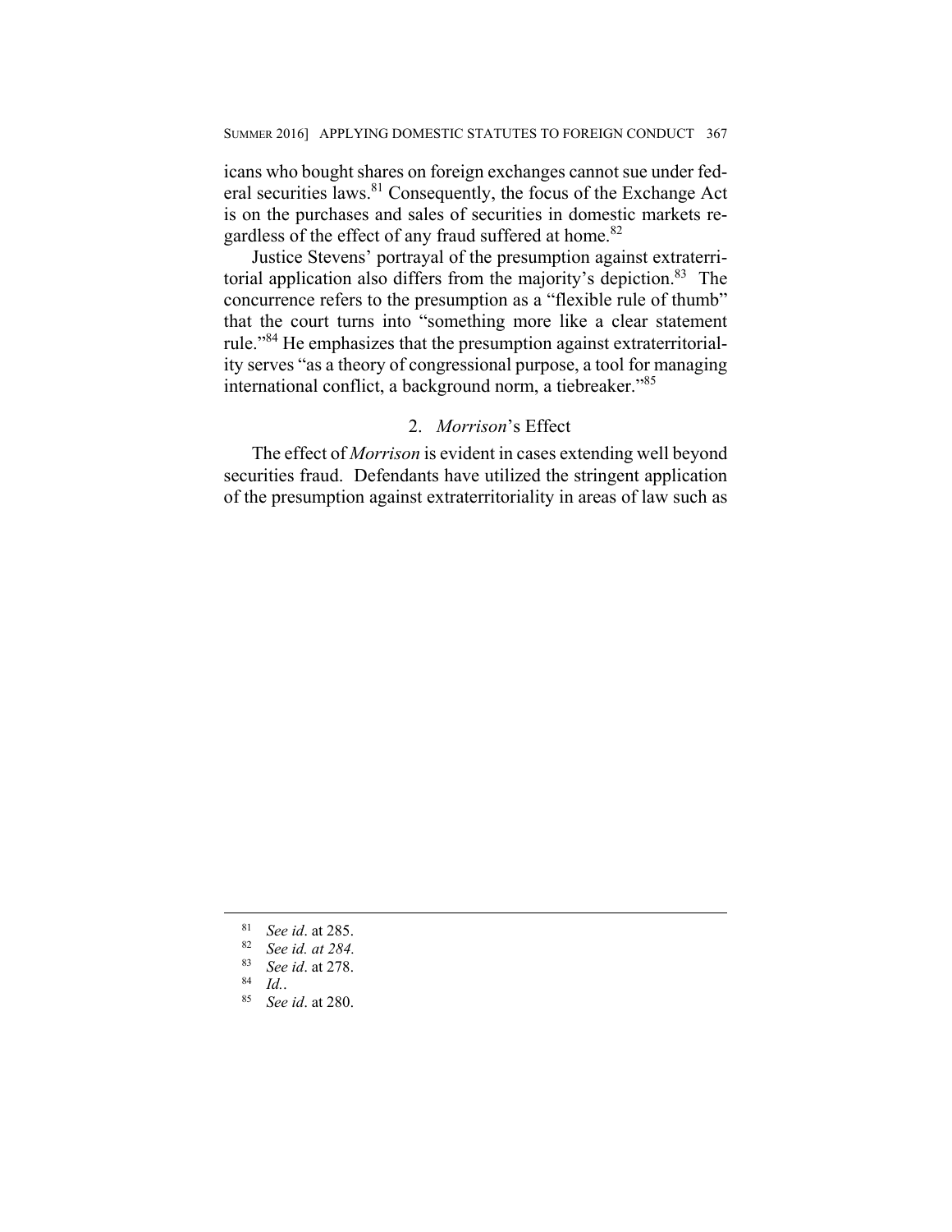icans who bought shares on foreign exchanges cannot sue under federal securities laws.[81] Consequently, the focus of the Exchange Act is on the purchases and sales of securities in domestic markets regardless of the effect of any fraud suffered at home.[82]

Justice Stevens' portrayal of the presumption against extraterritorial application also differs from the majority's depiction.[83] The concurrence refers to the presumption as a "flexible rule of thumb" that the court turns into "something more like a clear statement rule."[84] He emphasizes that the presumption against extraterritoriality serves "as a theory of congressional purpose, a tool for managing international conflict, a background norm, a tiebreaker."[85]

### 2. *Morrison*'s Effect

The effect of *Morrison* is evident in cases extending well beyond securities fraud. Defendants have utilized the stringent application of the presumption against extraterritoriality in areas of law such as

---

[81] *See id*. at 285.

[82] *See id. at 284.*

[83] *See id*. at 278.

[84] *Id.*.

[85] *See id*. at 280.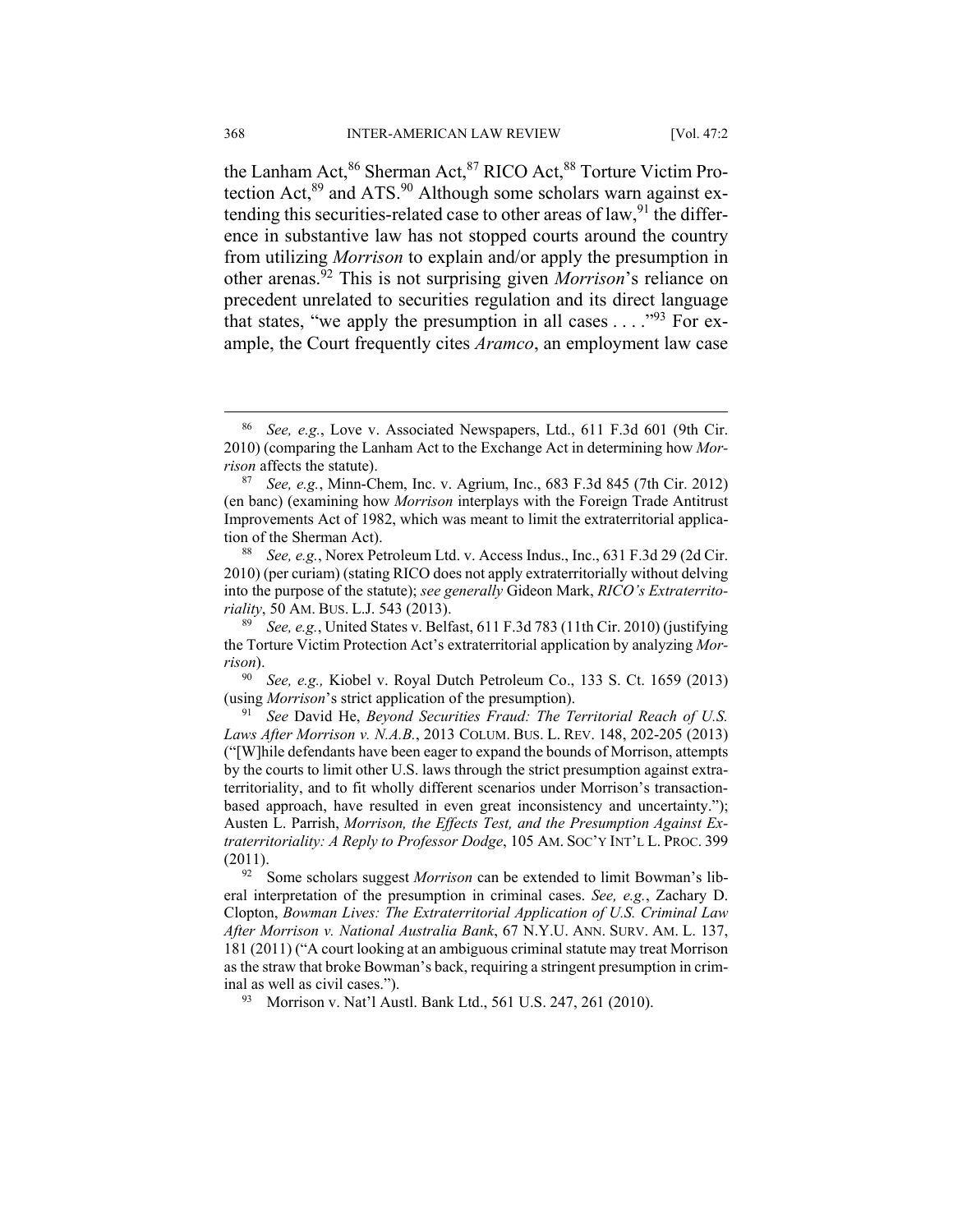the Lanham Act,[86] Sherman Act,[87] RICO Act,[88] Torture Victim Protection Act,[89] and ATS.[90] Although some scholars warn against extending this securities-related case to other areas of law,[91] the difference in substantive law has not stopped courts around the country from utilizing *Morrison* to explain and/or apply the presumption in other arenas.[92] This is not surprising given *Morrison*'s reliance on precedent unrelated to securities regulation and its direct language that states, "we apply the presumption in all cases . . . ."[93] For example, the Court frequently cites *Aramco*, an employment law case

---

[86] *See, e.g.*, Love v. Associated Newspapers, Ltd., 611 F.3d 601 (9th Cir. 2010) (comparing the Lanham Act to the Exchange Act in determining how *Morrison* affects the statute).

[87] *See, e.g.*, Minn-Chem, Inc. v. Agrium, Inc., 683 F.3d 845 (7th Cir. 2012) (en banc) (examining how *Morrison* interplays with the Foreign Trade Antitrust Improvements Act of 1982, which was meant to limit the extraterritorial application of the Sherman Act).

[88] *See, e.g.*, Norex Petroleum Ltd. v. Access Indus., Inc., 631 F.3d 29 (2d Cir. 2010) (per curiam) (stating RICO does not apply extraterritorially without delving into the purpose of the statute); *see generally* Gideon Mark, *RICO's Extraterritoriality*, 50 AM. BUS. L.J. 543 (2013).

[89] *See, e.g.*, United States v. Belfast, 611 F.3d 783 (11th Cir. 2010) (justifying the Torture Victim Protection Act's extraterritorial application by analyzing *Morrison*).

[90] *See, e.g.,* Kiobel v. Royal Dutch Petroleum Co., 133 S. Ct. 1659 (2013) (using *Morrison*'s strict application of the presumption).

[91] *See* David He, *Beyond Securities Fraud: The Territorial Reach of U.S. Laws After Morrison v. N.A.B.*, 2013 COLUM. BUS. L. REV. 148, 202-205 (2013) ("[W]hile defendants have been eager to expand the bounds of Morrison, attempts by the courts to limit other U.S. laws through the strict presumption against extraterritoriality, and to fit wholly different scenarios under Morrison's transaction-based approach, have resulted in even great inconsistency and uncertainty."); Austen L. Parrish, *Morrison, the Effects Test, and the Presumption Against Extraterritoriality: A Reply to Professor Dodge*, 105 AM. SOC'Y INT'L L. PROC. 399 (2011).

[92] Some scholars suggest *Morrison* can be extended to limit Bowman's liberal interpretation of the presumption in criminal cases. *See, e.g.*, Zachary D. Clopton, *Bowman Lives: The Extraterritorial Application of U.S. Criminal Law After Morrison v. National Australia Bank*, 67 N.Y.U. ANN. SURV. AM. L. 137, 181 (2011) ("A court looking at an ambiguous criminal statute may treat Morrison as the straw that broke Bowman's back, requiring a stringent presumption in criminal as well as civil cases.").

[93] Morrison v. Nat'l Austl. Bank Ltd., 561 U.S. 247, 261 (2010).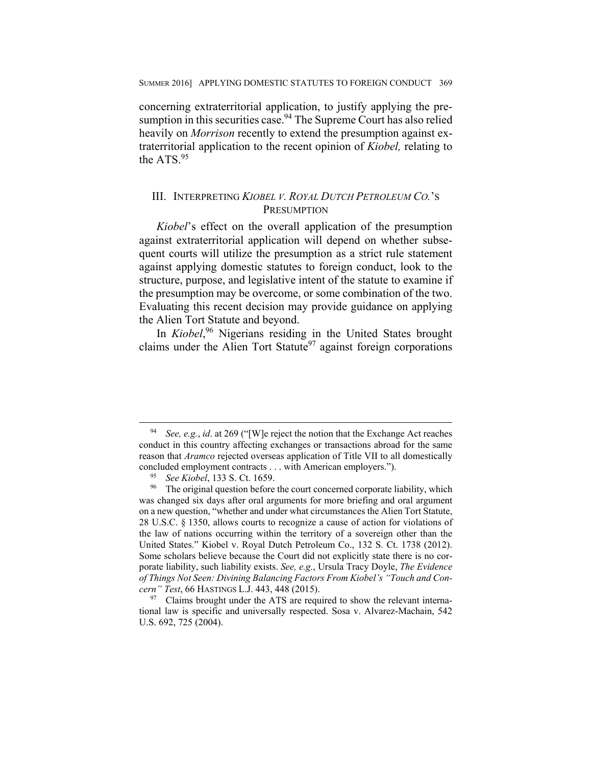concerning extraterritorial application, to justify applying the presumption in this securities case.[94] The Supreme Court has also relied heavily on *Morrison* recently to extend the presumption against extraterritorial application to the recent opinion of *Kiobel,* relating to the ATS.[95]

## III. INTERPRETING *KIOBEL V. ROYAL DUTCH PETROLEUM CO.*'S PRESUMPTION

*Kiobel*'s effect on the overall application of the presumption against extraterritorial application will depend on whether subsequent courts will utilize the presumption as a strict rule statement against applying domestic statutes to foreign conduct, look to the structure, purpose, and legislative intent of the statute to examine if the presumption may be overcome, or some combination of the two. Evaluating this recent decision may provide guidance on applying the Alien Tort Statute and beyond.

In *Kiobel*,[96] Nigerians residing in the United States brought claims under the Alien Tort Statute[97] against foreign corporations

---

[94] *See, e.g.*, *id*. at 269 ("[W]e reject the notion that the Exchange Act reaches conduct in this country affecting exchanges or transactions abroad for the same reason that *Aramco* rejected overseas application of Title VII to all domestically concluded employment contracts . . . with American employers.").

[95] *See Kiobel*, 133 S. Ct. 1659.

[96] The original question before the court concerned corporate liability, which was changed six days after oral arguments for more briefing and oral argument on a new question, "whether and under what circumstances the Alien Tort Statute, 28 U.S.C. § 1350, allows courts to recognize a cause of action for violations of the law of nations occurring within the territory of a sovereign other than the United States." Kiobel v. Royal Dutch Petroleum Co., 132 S. Ct. 1738 (2012). Some scholars believe because the Court did not explicitly state there is no corporate liability, such liability exists. *See, e.g.*, Ursula Tracy Doyle, *The Evidence of Things Not Seen: Divining Balancing Factors From Kiobel's "Touch and Concern" Test*, 66 HASTINGS L.J. 443, 448 (2015).

[97] Claims brought under the ATS are required to show the relevant international law is specific and universally respected. Sosa v. Alvarez-Machain, 542 U.S. 692, 725 (2004).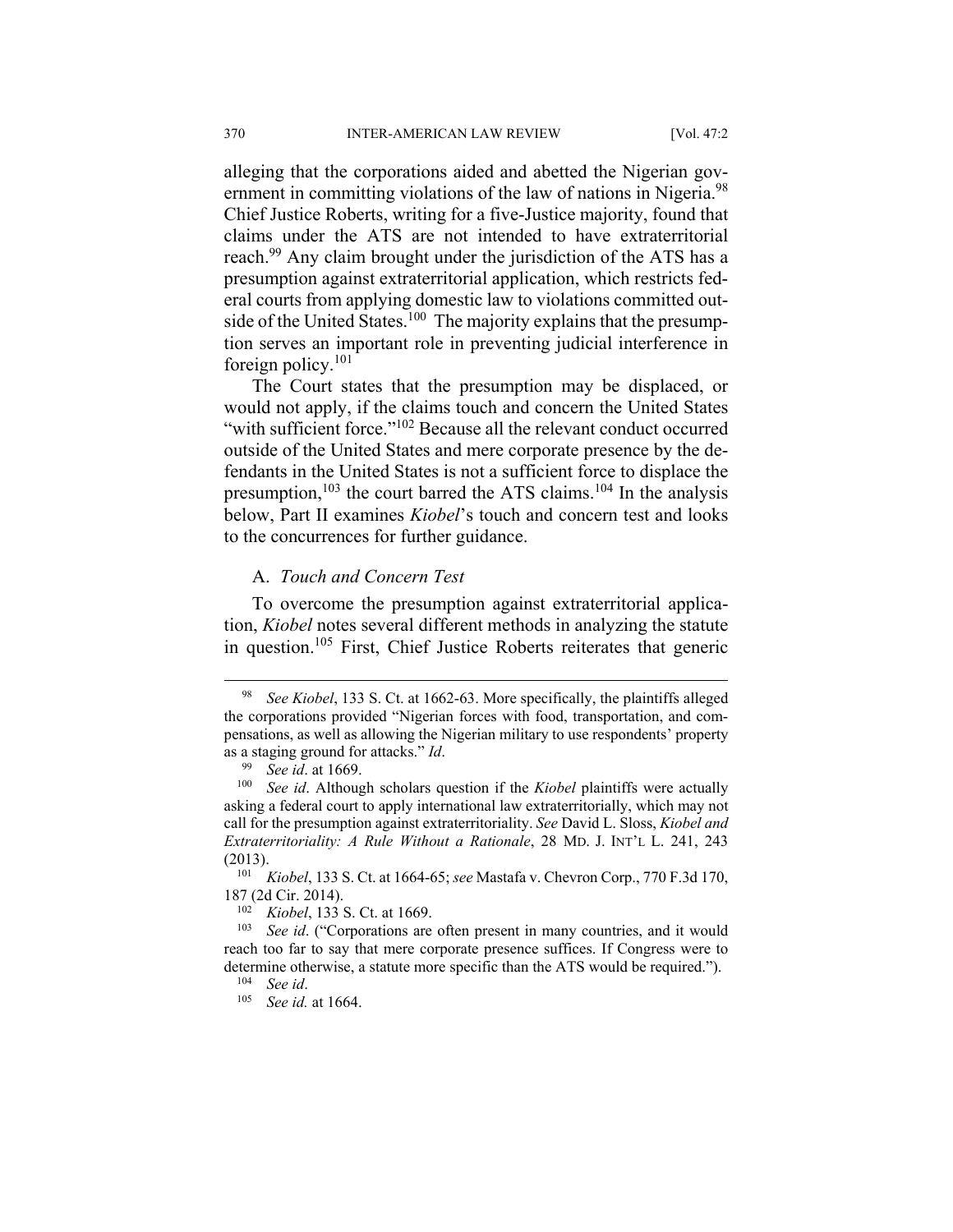alleging that the corporations aided and abetted the Nigerian government in committing violations of the law of nations in Nigeria.[98] Chief Justice Roberts, writing for a five-Justice majority, found that claims under the ATS are not intended to have extraterritorial reach.[99] Any claim brought under the jurisdiction of the ATS has a presumption against extraterritorial application, which restricts federal courts from applying domestic law to violations committed outside of the United States.[100] The majority explains that the presumption serves an important role in preventing judicial interference in foreign policy.[101]

The Court states that the presumption may be displaced, or would not apply, if the claims touch and concern the United States "with sufficient force."[102] Because all the relevant conduct occurred outside of the United States and mere corporate presence by the defendants in the United States is not a sufficient force to displace the presumption,[103] the court barred the ATS claims.[104] In the analysis below, Part II examines *Kiobel*'s touch and concern test and looks to the concurrences for further guidance.

### A. *Touch and Concern Test*

To overcome the presumption against extraterritorial application, *Kiobel* notes several different methods in analyzing the statute in question.[105] First, Chief Justice Roberts reiterates that generic

---

[98] *See Kiobel*, 133 S. Ct. at 1662-63. More specifically, the plaintiffs alleged the corporations provided "Nigerian forces with food, transportation, and compensations, as well as allowing the Nigerian military to use respondents' property as a staging ground for attacks." *Id*.

[99] *See id*. at 1669.

[100] *See id*. Although scholars question if the *Kiobel* plaintiffs were actually asking a federal court to apply international law extraterritorially, which may not call for the presumption against extraterritoriality. *See* David L. Sloss, *Kiobel and Extraterritoriality: A Rule Without a Rationale*, 28 MD. J. INT'L L. 241, 243 (2013).

[101] *Kiobel*, 133 S. Ct. at 1664-65; *see* Mastafa v. Chevron Corp., 770 F.3d 170, 187 (2d Cir. 2014).

[102] *Kiobel*, 133 S. Ct. at 1669.

[103] *See id*. ("Corporations are often present in many countries, and it would reach too far to say that mere corporate presence suffices. If Congress were to determine otherwise, a statute more specific than the ATS would be required.").

[104] *See id*.

[105] *See id.* at 1664.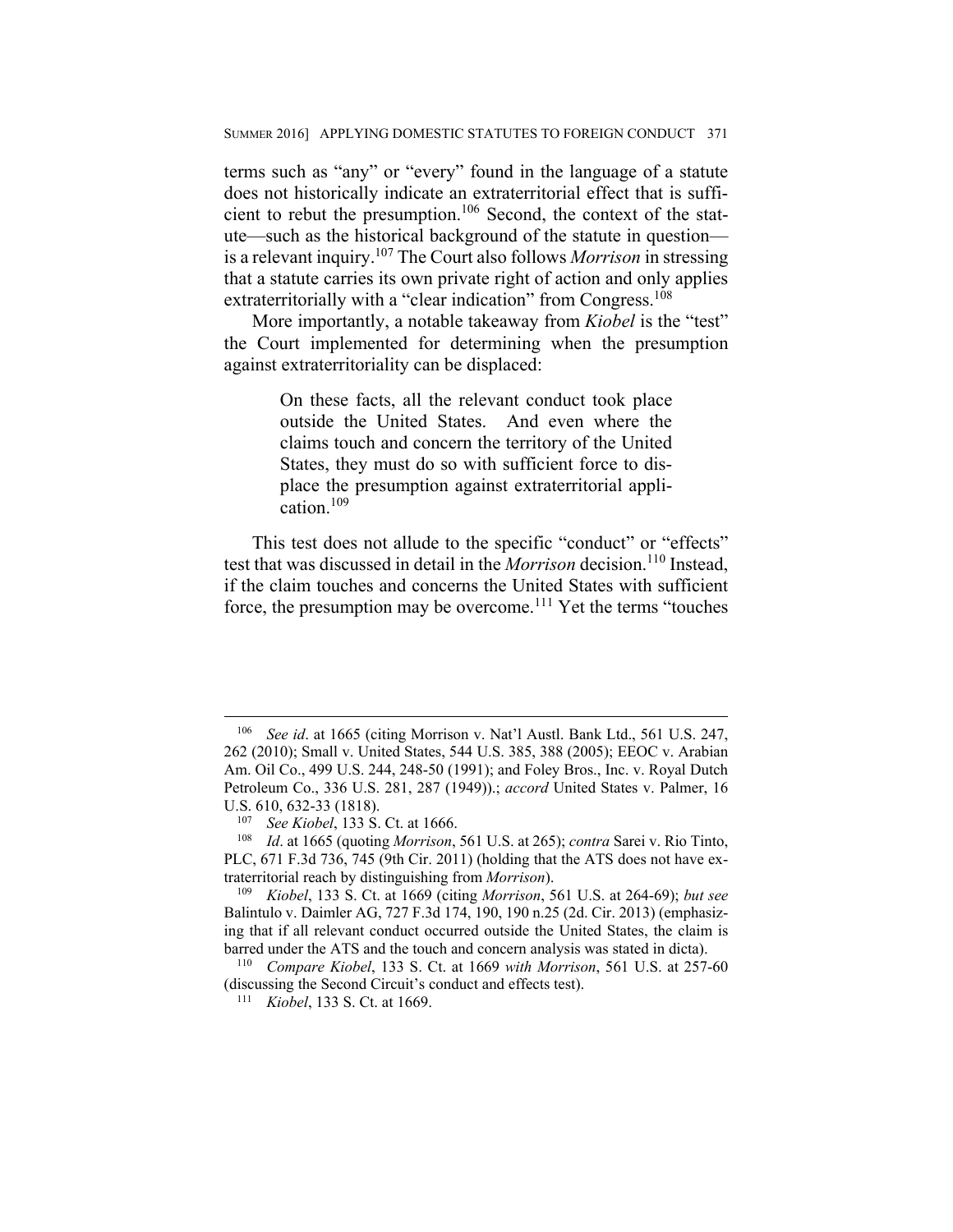terms such as "any" or "every" found in the language of a statute does not historically indicate an extraterritorial effect that is sufficient to rebut the presumption.[106] Second, the context of the statute—such as the historical background of the statute in question—is a relevant inquiry.[107] The Court also follows *Morrison* in stressing that a statute carries its own private right of action and only applies extraterritorially with a "clear indication" from Congress.[108]

More importantly, a notable takeaway from *Kiobel* is the "test" the Court implemented for determining when the presumption against extraterritoriality can be displaced:

> On these facts, all the relevant conduct took place outside the United States. And even where the claims touch and concern the territory of the United States, they must do so with sufficient force to displace the presumption against extraterritorial application.[109]

This test does not allude to the specific "conduct" or "effects" test that was discussed in detail in the *Morrison* decision.[110] Instead, if the claim touches and concerns the United States with sufficient force, the presumption may be overcome.[111] Yet the terms "touches

---

[106] *See id*. at 1665 (citing Morrison v. Nat'l Austl. Bank Ltd., 561 U.S. 247, 262 (2010); Small v. United States, 544 U.S. 385, 388 (2005); EEOC v. Arabian Am. Oil Co., 499 U.S. 244, 248-50 (1991); and Foley Bros., Inc. v. Royal Dutch Petroleum Co., 336 U.S. 281, 287 (1949)).; *accord* United States v. Palmer, 16 U.S. 610, 632-33 (1818).

[107] *See Kiobel*, 133 S. Ct. at 1666.

[108] *Id*. at 1665 (quoting *Morrison*, 561 U.S. at 265); *contra* Sarei v. Rio Tinto, PLC, 671 F.3d 736, 745 (9th Cir. 2011) (holding that the ATS does not have extraterritorial reach by distinguishing from *Morrison*).

[109] *Kiobel*, 133 S. Ct. at 1669 (citing *Morrison*, 561 U.S. at 264-69); *but see* Balintulo v. Daimler AG, 727 F.3d 174, 190, 190 n.25 (2d. Cir. 2013) (emphasizing that if all relevant conduct occurred outside the United States, the claim is barred under the ATS and the touch and concern analysis was stated in dicta).

[110] *Compare Kiobel*, 133 S. Ct. at 1669 *with Morrison*, 561 U.S. at 257-60 (discussing the Second Circuit's conduct and effects test).

[111] *Kiobel*, 133 S. Ct. at 1669.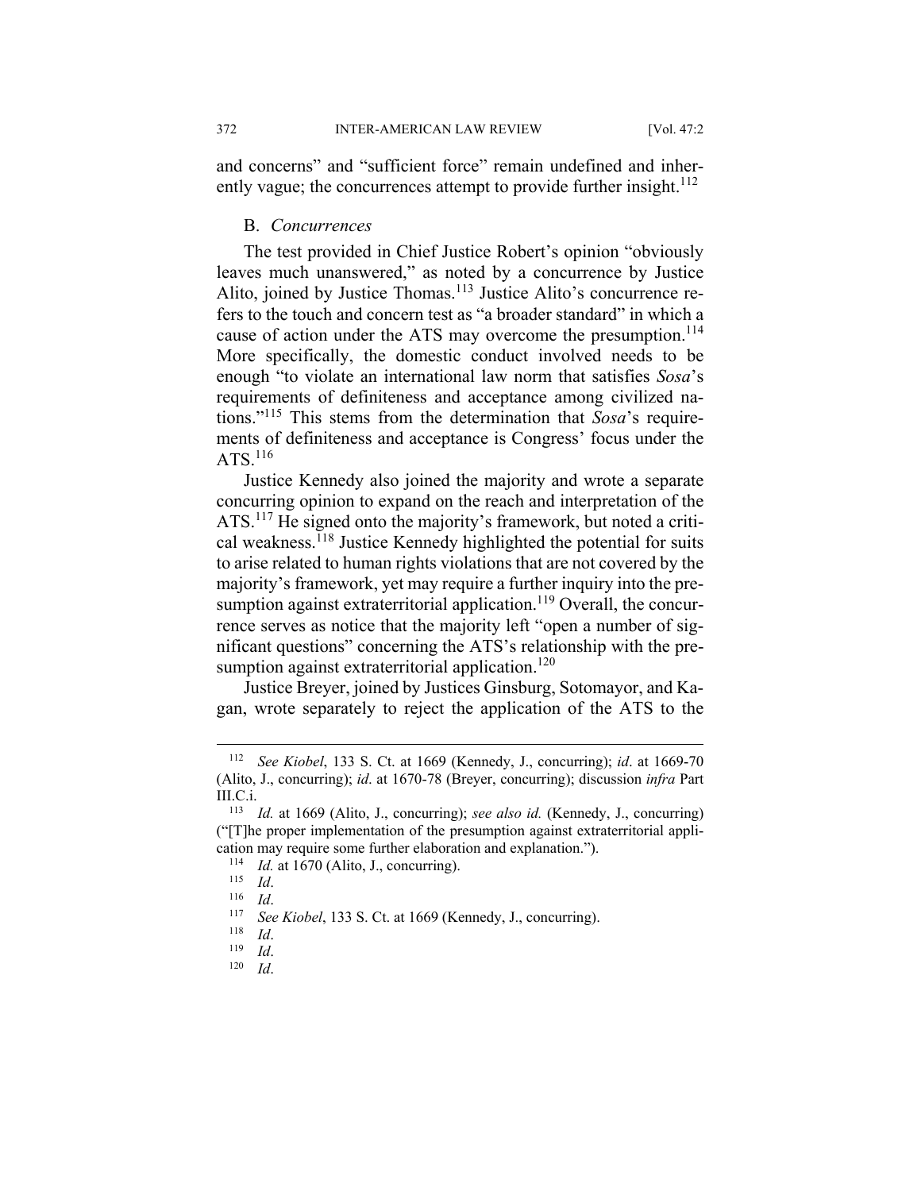and concerns" and "sufficient force" remain undefined and inherently vague; the concurrences attempt to provide further insight.[112]

### B. *Concurrences*

The test provided in Chief Justice Robert's opinion "obviously leaves much unanswered," as noted by a concurrence by Justice Alito, joined by Justice Thomas.[113] Justice Alito's concurrence refers to the touch and concern test as "a broader standard" in which a cause of action under the ATS may overcome the presumption.[114] More specifically, the domestic conduct involved needs to be enough "to violate an international law norm that satisfies *Sosa*'s requirements of definiteness and acceptance among civilized nations."[115] This stems from the determination that *Sosa*'s requirements of definiteness and acceptance is Congress' focus under the ATS.[116]

Justice Kennedy also joined the majority and wrote a separate concurring opinion to expand on the reach and interpretation of the ATS.[117] He signed onto the majority's framework, but noted a critical weakness.[118] Justice Kennedy highlighted the potential for suits to arise related to human rights violations that are not covered by the majority's framework, yet may require a further inquiry into the presumption against extraterritorial application.[119] Overall, the concurrence serves as notice that the majority left "open a number of significant questions" concerning the ATS's relationship with the presumption against extraterritorial application.[120]

Justice Breyer, joined by Justices Ginsburg, Sotomayor, and Kagan, wrote separately to reject the application of the ATS to the

---

[112] *See Kiobel*, 133 S. Ct. at 1669 (Kennedy, J., concurring); *id*. at 1669-70 (Alito, J., concurring); *id*. at 1670-78 (Breyer, concurring); discussion *infra* Part III.C.i.

[113] *Id.* at 1669 (Alito, J., concurring); *see also id.* (Kennedy, J., concurring) ("[T]he proper implementation of the presumption against extraterritorial application may require some further elaboration and explanation.").

[114] *Id.* at 1670 (Alito, J., concurring).

[115] *Id*.

[116] *Id*.

[117] *See Kiobel*, 133 S. Ct. at 1669 (Kennedy, J., concurring).

[118] *Id*.

[119] *Id*.

[120] *Id*.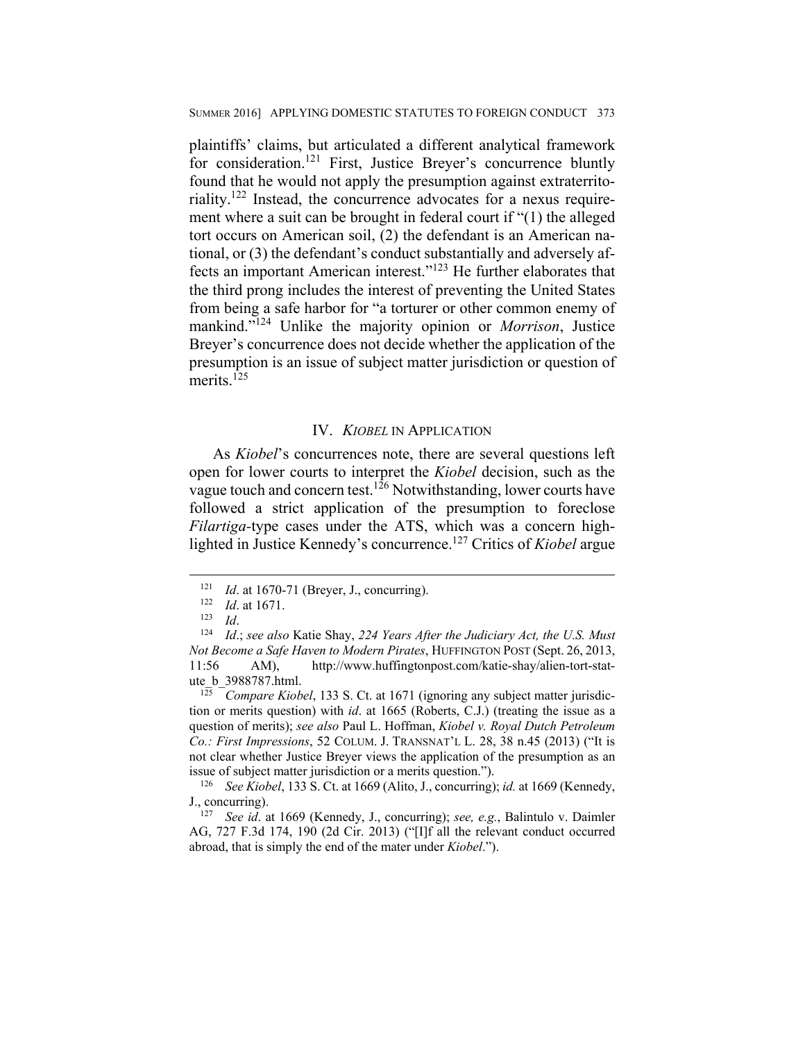plaintiffs' claims, but articulated a different analytical framework for consideration.[121] First, Justice Breyer's concurrence bluntly found that he would not apply the presumption against extraterritoriality.[122] Instead, the concurrence advocates for a nexus requirement where a suit can be brought in federal court if "(1) the alleged tort occurs on American soil, (2) the defendant is an American national, or (3) the defendant's conduct substantially and adversely affects an important American interest."[123] He further elaborates that the third prong includes the interest of preventing the United States from being a safe harbor for "a torturer or other common enemy of mankind."[124] Unlike the majority opinion or *Morrison*, Justice Breyer's concurrence does not decide whether the application of the presumption is an issue of subject matter jurisdiction or question of merits.[125]

## IV. *KIOBEL* IN APPLICATION

As *Kiobel*'s concurrences note, there are several questions left open for lower courts to interpret the *Kiobel* decision, such as the vague touch and concern test.[126] Notwithstanding, lower courts have followed a strict application of the presumption to foreclose *Filartiga*-type cases under the ATS, which was a concern highlighted in Justice Kennedy's concurrence.[127] Critics of *Kiobel* argue

---

[121] *Id*. at 1670-71 (Breyer, J., concurring).

[122] *Id*. at 1671.

[123] *Id*.

[124] *Id*.; *see also* Katie Shay, *224 Years After the Judiciary Act, the U.S. Must Not Become a Safe Haven to Modern Pirates*, HUFFINGTON POST (Sept. 26, 2013, 11:56 AM), http://www.huffingtonpost.com/katie-shay/alien-tort-statute_b_3988787.html.

[125] *Compare Kiobel*, 133 S. Ct. at 1671 (ignoring any subject matter jurisdiction or merits question) with *id*. at 1665 (Roberts, C.J.) (treating the issue as a question of merits); *see also* Paul L. Hoffman, *Kiobel v. Royal Dutch Petroleum Co.: First Impressions*, 52 COLUM. J. TRANSNAT'L L. 28, 38 n.45 (2013) ("It is not clear whether Justice Breyer views the application of the presumption as an issue of subject matter jurisdiction or a merits question.").

[126] *See Kiobel*, 133 S. Ct. at 1669 (Alito, J., concurring); *id.* at 1669 (Kennedy, J., concurring).

[127] *See id*. at 1669 (Kennedy, J., concurring); *see, e.g.*, Balintulo v. Daimler AG, 727 F.3d 174, 190 (2d Cir. 2013) ("[I]f all the relevant conduct occurred abroad, that is simply the end of the mater under *Kiobel*.").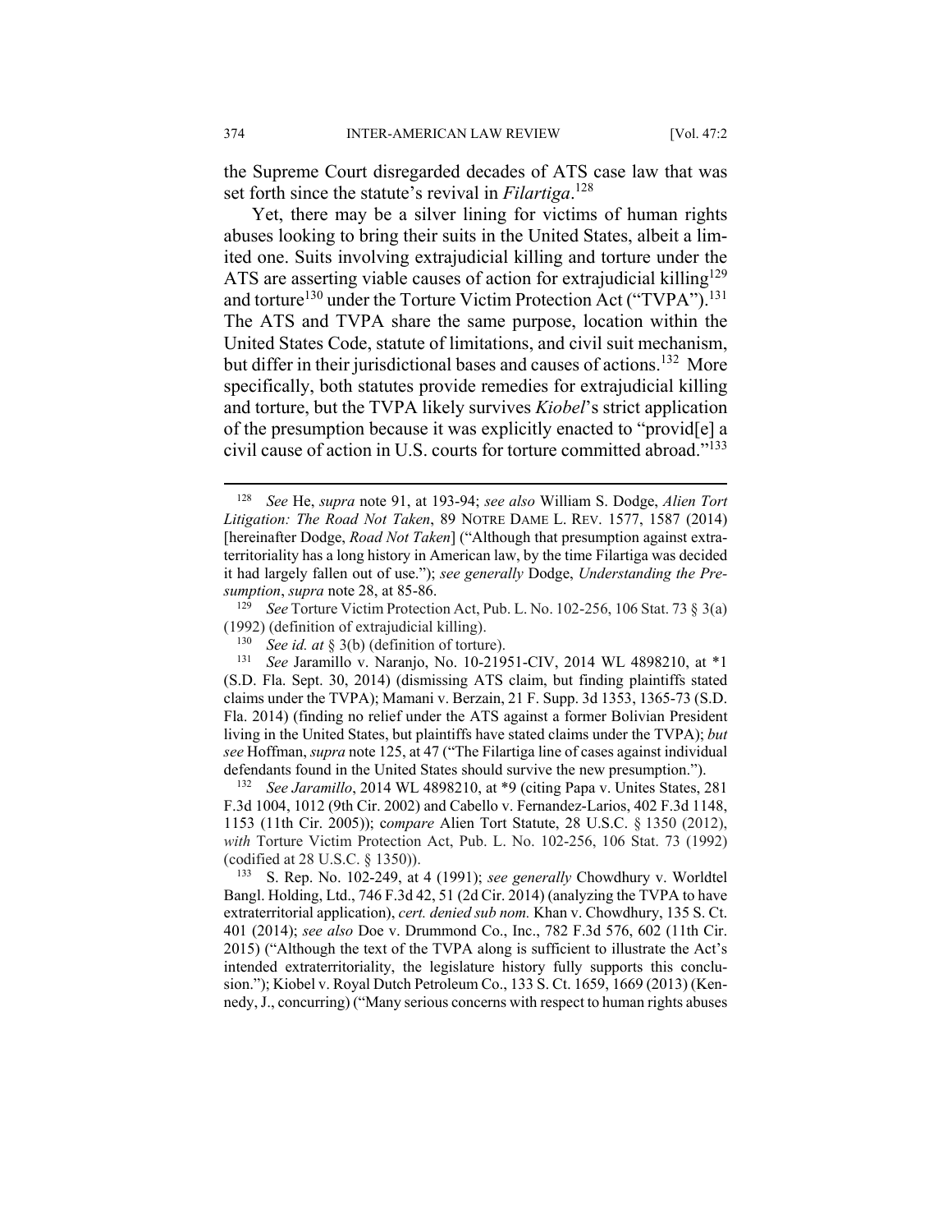the Supreme Court disregarded decades of ATS case law that was set forth since the statute's revival in *Filartiga*.[128]

Yet, there may be a silver lining for victims of human rights abuses looking to bring their suits in the United States, albeit a limited one. Suits involving extrajudicial killing and torture under the ATS are asserting viable causes of action for extrajudicial killing[129] and torture[130] under the Torture Victim Protection Act ("TVPA").[131] The ATS and TVPA share the same purpose, location within the United States Code, statute of limitations, and civil suit mechanism, but differ in their jurisdictional bases and causes of actions.[132] More specifically, both statutes provide remedies for extrajudicial killing and torture, but the TVPA likely survives *Kiobel*'s strict application of the presumption because it was explicitly enacted to "provid[e] a civil cause of action in U.S. courts for torture committed abroad."[133]

---

[128] *See* He, *supra* note 91, at 193-94; *see also* William S. Dodge, *Alien Tort Litigation: The Road Not Taken*, 89 NOTRE DAME L. REV. 1577, 1587 (2014) [hereinafter Dodge, *Road Not Taken*] ("Although that presumption against extraterritoriality has a long history in American law, by the time Filartiga was decided it had largely fallen out of use."); *see generally* Dodge, *Understanding the Presumption*, *supra* note 28, at 85-86.

[129] *See* Torture Victim Protection Act, Pub. L. No. 102-256, 106 Stat. 73 § 3(a) (1992) (definition of extrajudicial killing).

[130] *See id. at* § 3(b) (definition of torture).

[131] *See* Jaramillo v. Naranjo, No. 10-21951-CIV, 2014 WL 4898210, at \*1 (S.D. Fla. Sept. 30, 2014) (dismissing ATS claim, but finding plaintiffs stated claims under the TVPA); Mamani v. Berzain, 21 F. Supp. 3d 1353, 1365-73 (S.D. Fla. 2014) (finding no relief under the ATS against a former Bolivian President living in the United States, but plaintiffs have stated claims under the TVPA); *but see* Hoffman, *supra* note 125, at 47 ("The Filartiga line of cases against individual defendants found in the United States should survive the new presumption.").

[132] *See Jaramillo*, 2014 WL 4898210, at \*9 (citing Papa v. Unites States, 281 F.3d 1004, 1012 (9th Cir. 2002) and Cabello v. Fernandez-Larios, 402 F.3d 1148, 1153 (11th Cir. 2005)); c*ompare* Alien Tort Statute, 28 U.S.C. § 1350 (2012), *with* Torture Victim Protection Act, Pub. L. No. 102-256, 106 Stat. 73 (1992) (codified at 28 U.S.C. § 1350)).

[133] S. Rep. No. 102-249, at 4 (1991); *see generally* Chowdhury v. Worldtel Bangl. Holding, Ltd., 746 F.3d 42, 51 (2d Cir. 2014) (analyzing the TVPA to have extraterritorial application), *cert. denied sub nom.* Khan v. Chowdhury, 135 S. Ct. 401 (2014); *see also* Doe v. Drummond Co., Inc., 782 F.3d 576, 602 (11th Cir. 2015) ("Although the text of the TVPA along is sufficient to illustrate the Act's intended extraterritoriality, the legislature history fully supports this conclusion."); Kiobel v. Royal Dutch Petroleum Co., 133 S. Ct. 1659, 1669 (2013) (Kennedy, J., concurring) ("Many serious concerns with respect to human rights abuses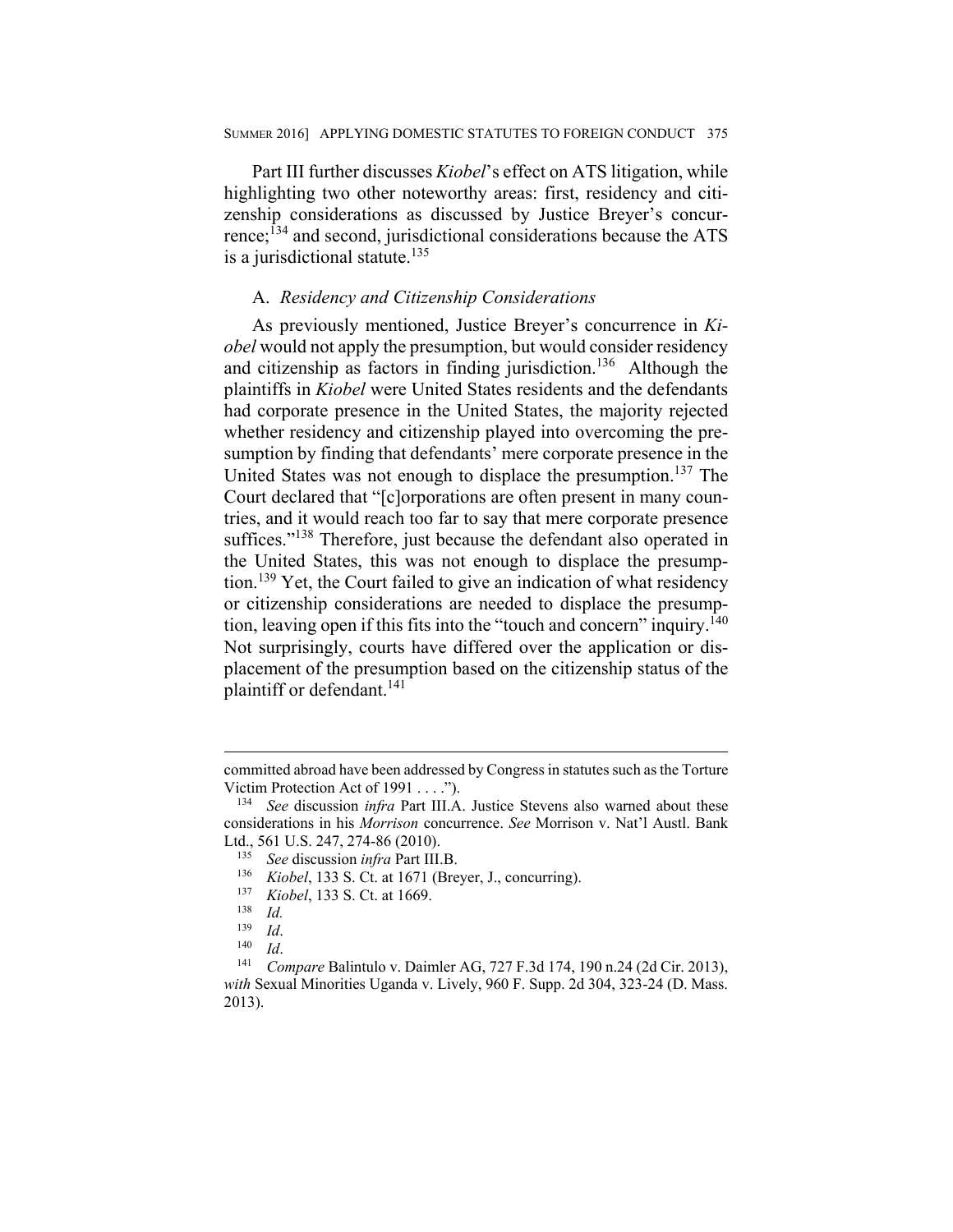Part III further discusses *Kiobel*'s effect on ATS litigation, while highlighting two other noteworthy areas: first, residency and citizenship considerations as discussed by Justice Breyer's concurrence;[134] and second, jurisdictional considerations because the ATS is a jurisdictional statute.[135]

### A. *Residency and Citizenship Considerations*

As previously mentioned, Justice Breyer's concurrence in *Kiobel* would not apply the presumption, but would consider residency and citizenship as factors in finding jurisdiction.[136] Although the plaintiffs in *Kiobel* were United States residents and the defendants had corporate presence in the United States, the majority rejected whether residency and citizenship played into overcoming the presumption by finding that defendants' mere corporate presence in the United States was not enough to displace the presumption.[137] The Court declared that "[c]orporations are often present in many countries, and it would reach too far to say that mere corporate presence suffices."[138] Therefore, just because the defendant also operated in the United States, this was not enough to displace the presumption.[139] Yet, the Court failed to give an indication of what residency or citizenship considerations are needed to displace the presumption, leaving open if this fits into the "touch and concern" inquiry.[140] Not surprisingly, courts have differed over the application or displacement of the presumption based on the citizenship status of the plaintiff or defendant.[141]

---

committed abroad have been addressed by Congress in statutes such as the Torture Victim Protection Act of 1991 . . . .").

[134] *See* discussion *infra* Part III.A. Justice Stevens also warned about these considerations in his *Morrison* concurrence. *See* Morrison v. Nat'l Austl. Bank Ltd., 561 U.S. 247, 274-86 (2010).

[135] *See* discussion *infra* Part III.B.

[136] *Kiobel*, 133 S. Ct. at 1671 (Breyer, J., concurring).

[137] *Kiobel*, 133 S. Ct. at 1669.

[138] *Id.*

[139] *Id*.

[140] *Id*.

[141] *Compare* Balintulo v. Daimler AG, 727 F.3d 174, 190 n.24 (2d Cir. 2013), *with* Sexual Minorities Uganda v. Lively, 960 F. Supp. 2d 304, 323-24 (D. Mass. 2013).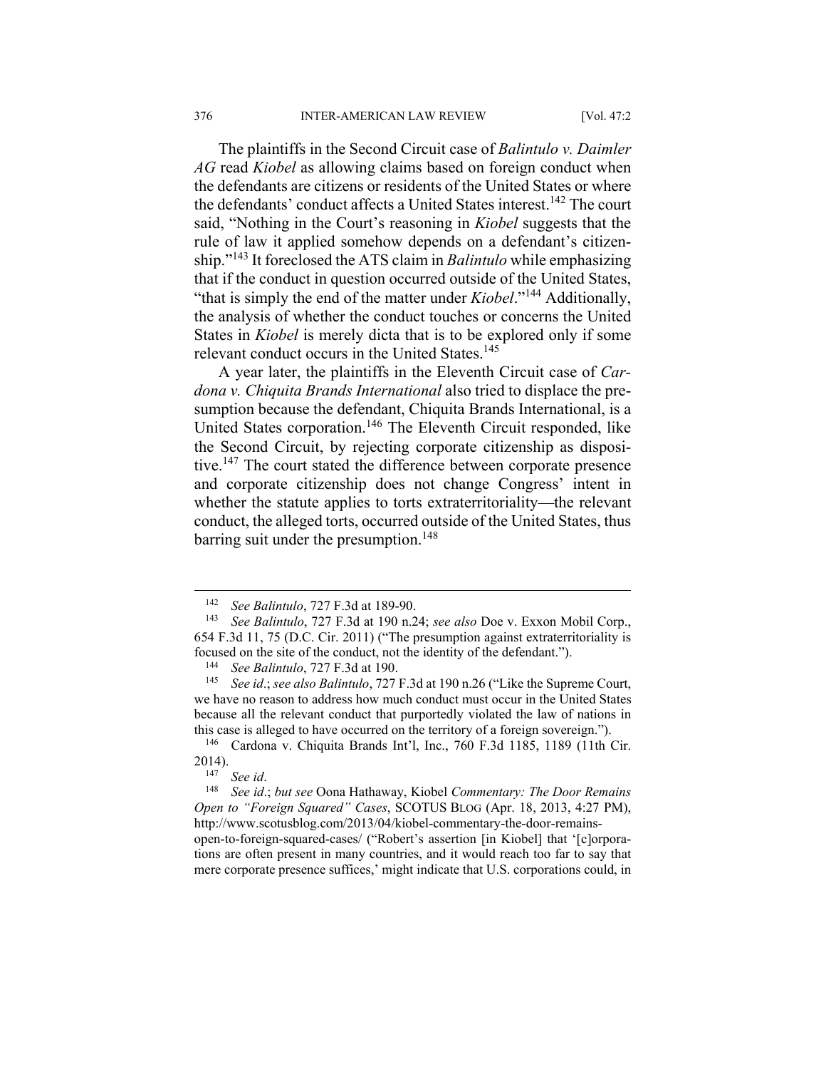The plaintiffs in the Second Circuit case of *Balintulo v. Daimler AG* read *Kiobel* as allowing claims based on foreign conduct when the defendants are citizens or residents of the United States or where the defendants' conduct affects a United States interest.[142] The court said, "Nothing in the Court's reasoning in *Kiobel* suggests that the rule of law it applied somehow depends on a defendant's citizenship."[143] It foreclosed the ATS claim in *Balintulo* while emphasizing that if the conduct in question occurred outside of the United States, "that is simply the end of the matter under *Kiobel*."[144] Additionally, the analysis of whether the conduct touches or concerns the United States in *Kiobel* is merely dicta that is to be explored only if some relevant conduct occurs in the United States.[145]

A year later, the plaintiffs in the Eleventh Circuit case of *Cardona v. Chiquita Brands International* also tried to displace the presumption because the defendant, Chiquita Brands International, is a United States corporation.[146] The Eleventh Circuit responded, like the Second Circuit, by rejecting corporate citizenship as dispositive.[147] The court stated the difference between corporate presence and corporate citizenship does not change Congress' intent in whether the statute applies to torts extraterritoriality—the relevant conduct, the alleged torts, occurred outside of the United States, thus barring suit under the presumption.[148]

---

[142] *See Balintulo*, 727 F.3d at 189-90.

[143] *See Balintulo*, 727 F.3d at 190 n.24; *see also* Doe v. Exxon Mobil Corp., 654 F.3d 11, 75 (D.C. Cir. 2011) ("The presumption against extraterritoriality is focused on the site of the conduct, not the identity of the defendant.").

[144] *See Balintulo*, 727 F.3d at 190.

[145] *See id*.; *see also Balintulo*, 727 F.3d at 190 n.26 ("Like the Supreme Court, we have no reason to address how much conduct must occur in the United States because all the relevant conduct that purportedly violated the law of nations in this case is alleged to have occurred on the territory of a foreign sovereign.").

[146] Cardona v. Chiquita Brands Int'l, Inc., 760 F.3d 1185, 1189 (11th Cir. 2014).

[147] *See id*.

[148] *See id*.; *but see* Oona Hathaway, Kiobel *Commentary: The Door Remains Open to "Foreign Squared" Cases*, SCOTUS BLOG (Apr. 18, 2013, 4:27 PM), http://www.scotusblog.com/2013/04/kiobel-commentary-the-door-remains-open-to-foreign-squared-cases/ ("Robert's assertion [in Kiobel] that '[c]orporations are often present in many countries, and it would reach too far to say that mere corporate presence suffices,' might indicate that U.S. corporations could, in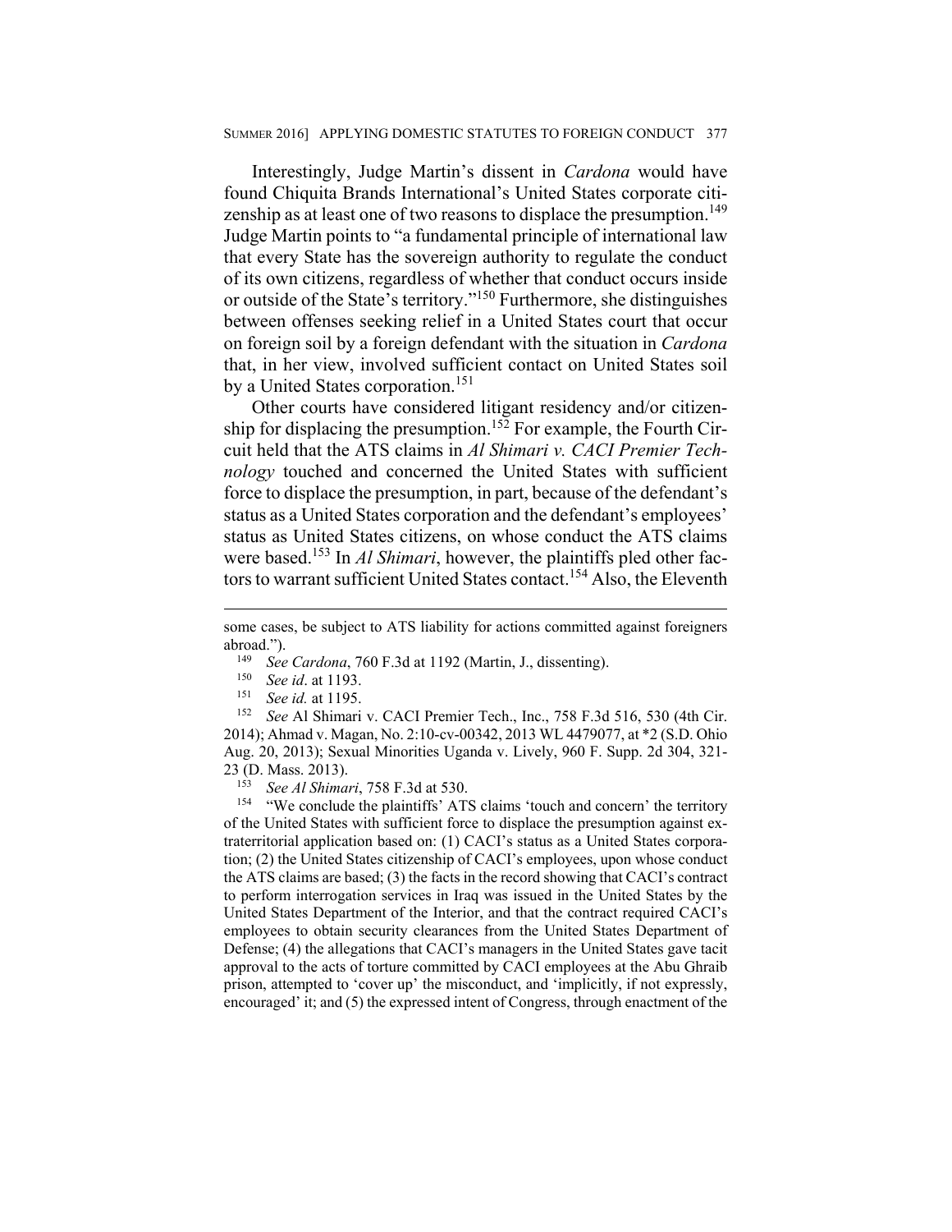Interestingly, Judge Martin's dissent in *Cardona* would have found Chiquita Brands International's United States corporate citizenship as at least one of two reasons to displace the presumption.[149] Judge Martin points to "a fundamental principle of international law that every State has the sovereign authority to regulate the conduct of its own citizens, regardless of whether that conduct occurs inside or outside of the State's territory."[150] Furthermore, she distinguishes between offenses seeking relief in a United States court that occur on foreign soil by a foreign defendant with the situation in *Cardona* that, in her view, involved sufficient contact on United States soil by a United States corporation.[151]

Other courts have considered litigant residency and/or citizenship for displacing the presumption.[152] For example, the Fourth Circuit held that the ATS claims in *Al Shimari v. CACI Premier Technology* touched and concerned the United States with sufficient force to displace the presumption, in part, because of the defendant's status as a United States corporation and the defendant's employees' status as United States citizens, on whose conduct the ATS claims were based.[153] In *Al Shimari*, however, the plaintiffs pled other factors to warrant sufficient United States contact.[154] Also, the Eleventh

---

some cases, be subject to ATS liability for actions committed against foreigners abroad.").

[149] *See Cardona*, 760 F.3d at 1192 (Martin, J., dissenting).

[150] *See id*. at 1193.

[151] *See id.* at 1195.

[152] *See* Al Shimari v. CACI Premier Tech., Inc., 758 F.3d 516, 530 (4th Cir. 2014); Ahmad v. Magan, No. 2:10-cv-00342, 2013 WL 4479077, at *2 (S.D. Ohio Aug. 20, 2013); Sexual Minorities Uganda v. Lively, 960 F. Supp. 2d 304, 321-23 (D. Mass. 2013).

[153] *See Al Shimari*, 758 F.3d at 530.

[154] "We conclude the plaintiffs' ATS claims 'touch and concern' the territory of the United States with sufficient force to displace the presumption against extraterritorial application based on: (1) CACI's status as a United States corporation; (2) the United States citizenship of CACI's employees, upon whose conduct the ATS claims are based; (3) the facts in the record showing that CACI's contract to perform interrogation services in Iraq was issued in the United States by the United States Department of the Interior, and that the contract required CACI's employees to obtain security clearances from the United States Department of Defense; (4) the allegations that CACI's managers in the United States gave tacit approval to the acts of torture committed by CACI employees at the Abu Ghraib prison, attempted to 'cover up' the misconduct, and 'implicitly, if not expressly, encouraged' it; and (5) the expressed intent of Congress, through enactment of the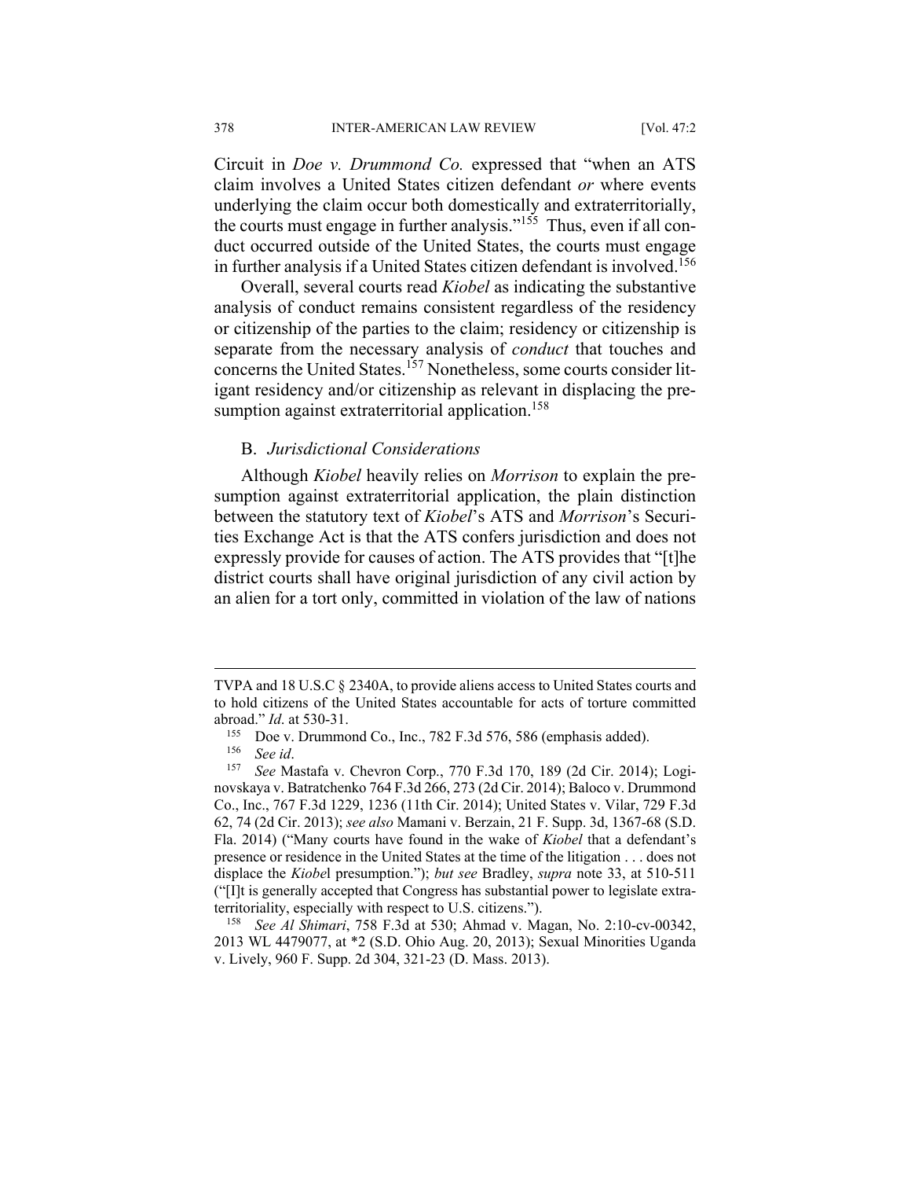Circuit in *Doe v. Drummond Co.* expressed that "when an ATS claim involves a United States citizen defendant *or* where events underlying the claim occur both domestically and extraterritorially, the courts must engage in further analysis."[155] Thus, even if all conduct occurred outside of the United States, the courts must engage in further analysis if a United States citizen defendant is involved.[156]

Overall, several courts read *Kiobel* as indicating the substantive analysis of conduct remains consistent regardless of the residency or citizenship of the parties to the claim; residency or citizenship is separate from the necessary analysis of *conduct* that touches and concerns the United States.[157] Nonetheless, some courts consider litigant residency and/or citizenship as relevant in displacing the presumption against extraterritorial application.[158]

## B. *Jurisdictional Considerations*

Although *Kiobel* heavily relies on *Morrison* to explain the presumption against extraterritorial application, the plain distinction between the statutory text of *Kiobel*'s ATS and *Morrison*'s Securities Exchange Act is that the ATS confers jurisdiction and does not expressly provide for causes of action. The ATS provides that "[t]he district courts shall have original jurisdiction of any civil action by an alien for a tort only, committed in violation of the law of nations

---

TVPA and 18 U.S.C § 2340A, to provide aliens access to United States courts and to hold citizens of the United States accountable for acts of torture committed abroad." *Id*. at 530-31.

[155] Doe v. Drummond Co., Inc., 782 F.3d 576, 586 (emphasis added).

[156] *See id*.

[157] *See* Mastafa v. Chevron Corp., 770 F.3d 170, 189 (2d Cir. 2014); Loginovskaya v. Batratchenko 764 F.3d 266, 273 (2d Cir. 2014); Baloco v. Drummond Co., Inc., 767 F.3d 1229, 1236 (11th Cir. 2014); United States v. Vilar, 729 F.3d 62, 74 (2d Cir. 2013); *see also* Mamani v. Berzain, 21 F. Supp. 3d, 1367-68 (S.D. Fla. 2014) ("Many courts have found in the wake of *Kiobel* that a defendant's presence or residence in the United States at the time of the litigation . . . does not displace the *Kiobe*l presumption."); *but see* Bradley, *supra* note 33, at 510-511 ("[I]t is generally accepted that Congress has substantial power to legislate extraterritoriality, especially with respect to U.S. citizens.").

[158] *See Al Shimari*, 758 F.3d at 530; Ahmad v. Magan, No. 2:10-cv-00342, 2013 WL 4479077, at *2 (S.D. Ohio Aug. 20, 2013); Sexual Minorities Uganda v. Lively, 960 F. Supp. 2d 304, 321-23 (D. Mass. 2013).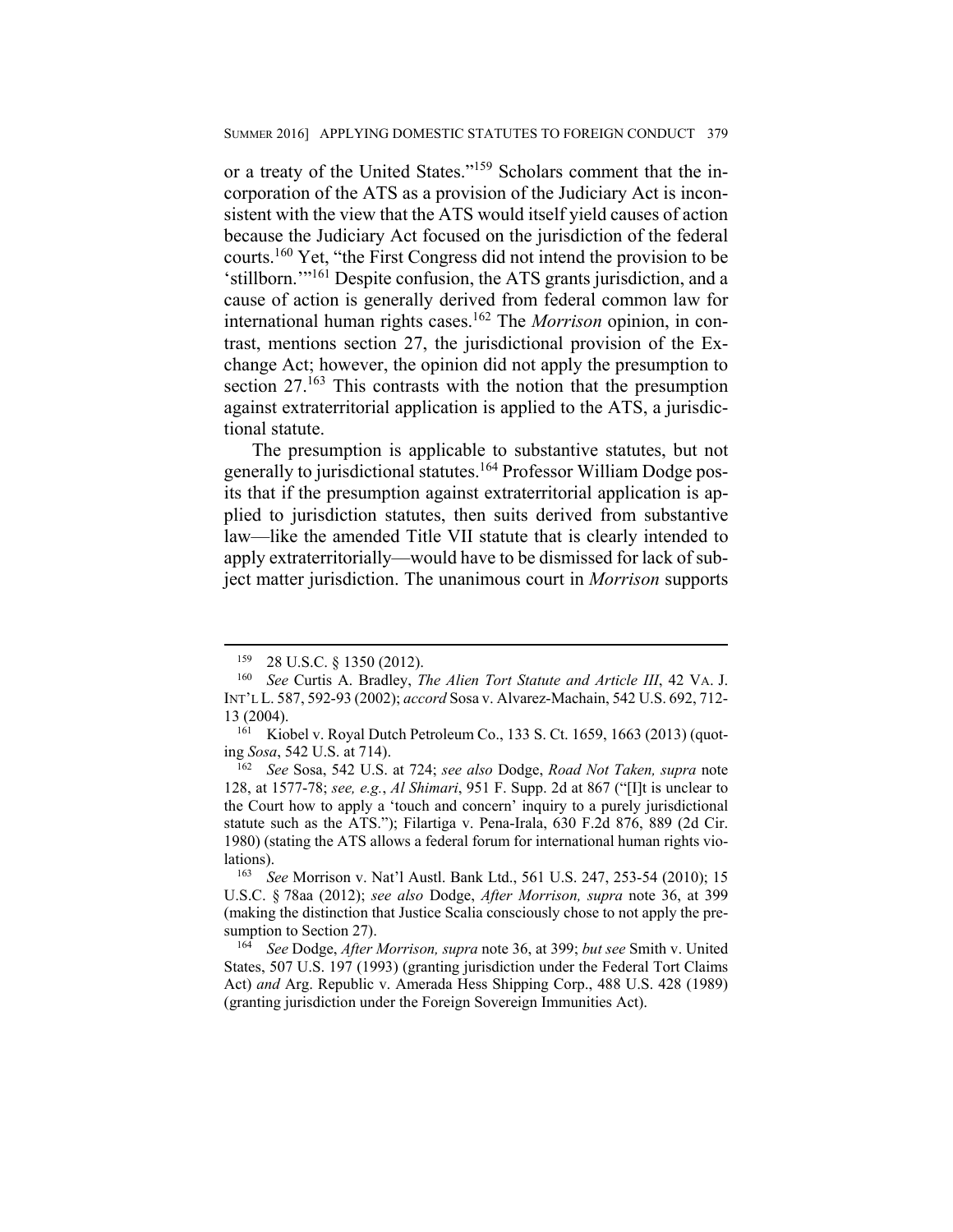or a treaty of the United States."[159] Scholars comment that the incorporation of the ATS as a provision of the Judiciary Act is inconsistent with the view that the ATS would itself yield causes of action because the Judiciary Act focused on the jurisdiction of the federal courts.[160] Yet, "the First Congress did not intend the provision to be 'stillborn.'"[161] Despite confusion, the ATS grants jurisdiction, and a cause of action is generally derived from federal common law for international human rights cases.[162] The *Morrison* opinion, in contrast, mentions section 27, the jurisdictional provision of the Exchange Act; however, the opinion did not apply the presumption to section 27.[163] This contrasts with the notion that the presumption against extraterritorial application is applied to the ATS, a jurisdictional statute.

The presumption is applicable to substantive statutes, but not generally to jurisdictional statutes.[164] Professor William Dodge posits that if the presumption against extraterritorial application is applied to jurisdiction statutes, then suits derived from substantive law—like the amended Title VII statute that is clearly intended to apply extraterritorially—would have to be dismissed for lack of subject matter jurisdiction. The unanimous court in *Morrison* supports

---

[159] 28 U.S.C. § 1350 (2012).

[160] *See* Curtis A. Bradley, *The Alien Tort Statute and Article III*, 42 VA. J. INT'L L. 587, 592-93 (2002); *accord* Sosa v. Alvarez-Machain, 542 U.S. 692, 712-13 (2004).

[161] Kiobel v. Royal Dutch Petroleum Co., 133 S. Ct. 1659, 1663 (2013) (quoting *Sosa*, 542 U.S. at 714).

[162] *See* Sosa, 542 U.S. at 724; *see also* Dodge, *Road Not Taken, supra* note 128, at 1577-78; *see, e.g.*, *Al Shimari*, 951 F. Supp. 2d at 867 ("[I]t is unclear to the Court how to apply a 'touch and concern' inquiry to a purely jurisdictional statute such as the ATS."); Filartiga v. Pena-Irala, 630 F.2d 876, 889 (2d Cir. 1980) (stating the ATS allows a federal forum for international human rights violations).

[163] *See* Morrison v. Nat'l Austl. Bank Ltd., 561 U.S. 247, 253-54 (2010); 15 U.S.C. § 78aa (2012); *see also* Dodge, *After Morrison, supra* note 36, at 399 (making the distinction that Justice Scalia consciously chose to not apply the presumption to Section 27).

[164] *See* Dodge, *After Morrison, supra* note 36, at 399; *but see* Smith v. United States, 507 U.S. 197 (1993) (granting jurisdiction under the Federal Tort Claims Act) *and* Arg. Republic v. Amerada Hess Shipping Corp., 488 U.S. 428 (1989) (granting jurisdiction under the Foreign Sovereign Immunities Act).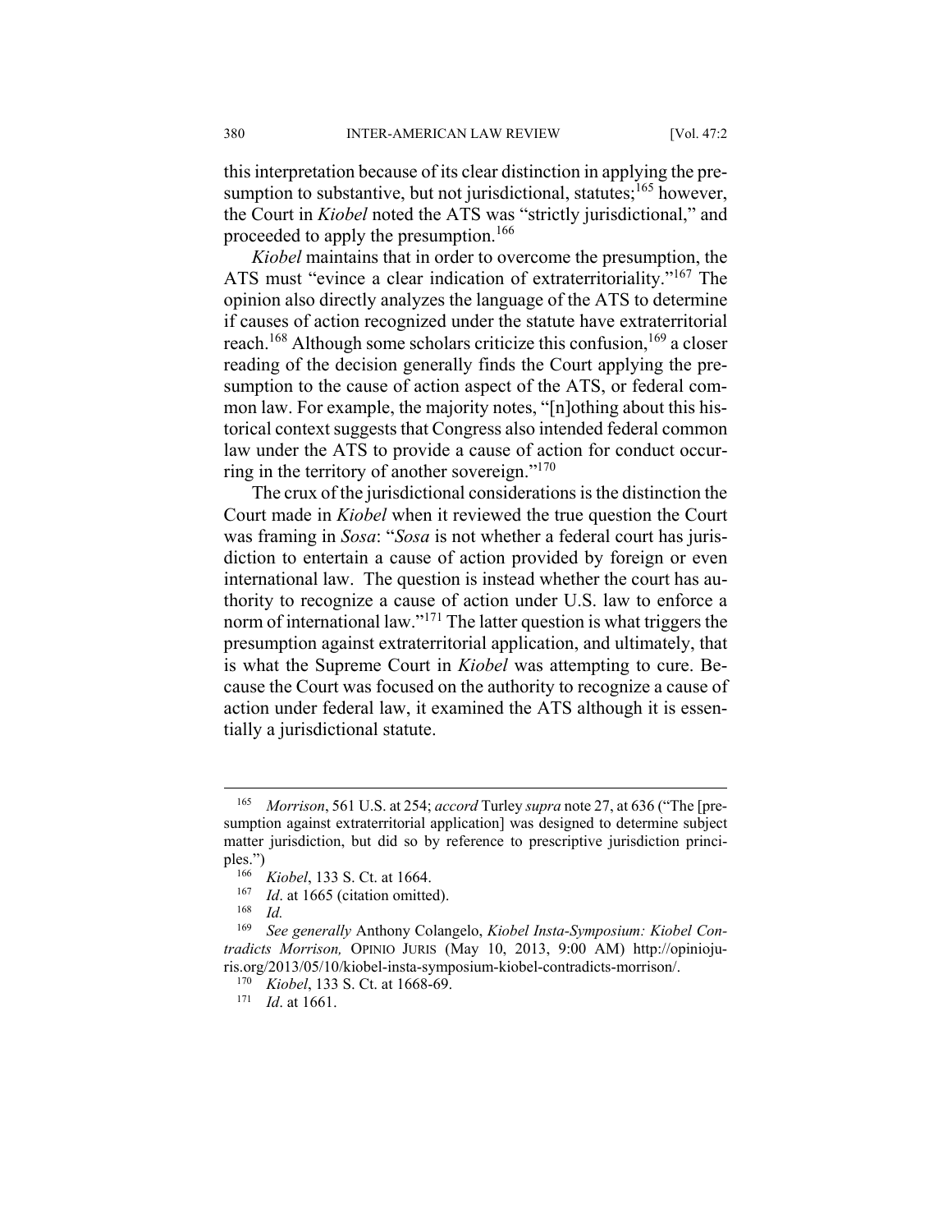this interpretation because of its clear distinction in applying the presumption to substantive, but not jurisdictional, statutes;[165] however, the Court in *Kiobel* noted the ATS was "strictly jurisdictional," and proceeded to apply the presumption.[166]

*Kiobel* maintains that in order to overcome the presumption, the ATS must "evince a clear indication of extraterritoriality."[167] The opinion also directly analyzes the language of the ATS to determine if causes of action recognized under the statute have extraterritorial reach.[168] Although some scholars criticize this confusion,[169] a closer reading of the decision generally finds the Court applying the presumption to the cause of action aspect of the ATS, or federal common law. For example, the majority notes, "[n]othing about this historical context suggests that Congress also intended federal common law under the ATS to provide a cause of action for conduct occurring in the territory of another sovereign."[170]

The crux of the jurisdictional considerations is the distinction the Court made in *Kiobel* when it reviewed the true question the Court was framing in *Sosa*: "*Sosa* is not whether a federal court has jurisdiction to entertain a cause of action provided by foreign or even international law. The question is instead whether the court has authority to recognize a cause of action under U.S. law to enforce a norm of international law."[171] The latter question is what triggers the presumption against extraterritorial application, and ultimately, that is what the Supreme Court in *Kiobel* was attempting to cure. Because the Court was focused on the authority to recognize a cause of action under federal law, it examined the ATS although it is essentially a jurisdictional statute.

---

[165] *Morrison*, 561 U.S. at 254; *accord* Turley *supra* note 27, at 636 ("The [presumption against extraterritorial application] was designed to determine subject matter jurisdiction, but did so by reference to prescriptive jurisdiction principles.")

[166] *Kiobel*, 133 S. Ct. at 1664.

[167] *Id*. at 1665 (citation omitted).

[168] *Id.*

[169] *See generally* Anthony Colangelo, *Kiobel Insta-Symposium: Kiobel Contradicts Morrison,* OPINIO JURIS (May 10, 2013, 9:00 AM) http://opiniojuris.org/2013/05/10/kiobel-insta-symposium-kiobel-contradicts-morrison/.

[170] *Kiobel*, 133 S. Ct. at 1668-69.

[171] *Id*. at 1661.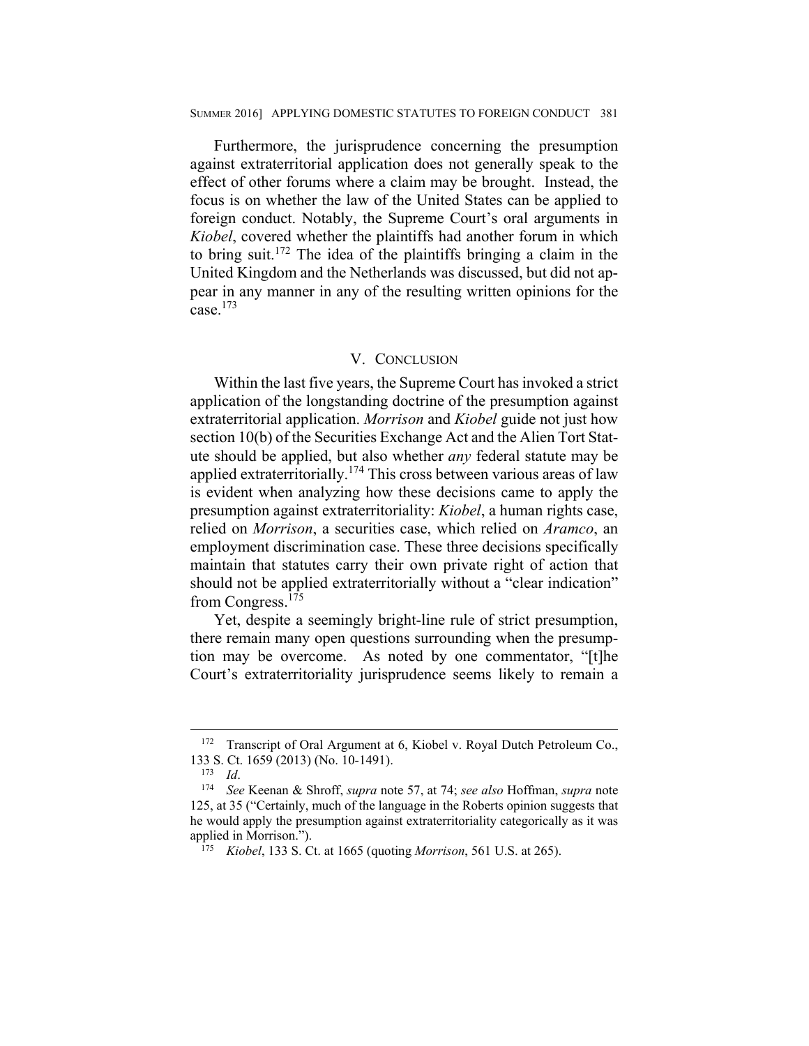Furthermore, the jurisprudence concerning the presumption against extraterritorial application does not generally speak to the effect of other forums where a claim may be brought. Instead, the focus is on whether the law of the United States can be applied to foreign conduct. Notably, the Supreme Court's oral arguments in *Kiobel*, covered whether the plaintiffs had another forum in which to bring suit.[172] The idea of the plaintiffs bringing a claim in the United Kingdom and the Netherlands was discussed, but did not appear in any manner in any of the resulting written opinions for the case.[173]

## V. Conclusion

Within the last five years, the Supreme Court has invoked a strict application of the longstanding doctrine of the presumption against extraterritorial application. *Morrison* and *Kiobel* guide not just how section 10(b) of the Securities Exchange Act and the Alien Tort Statute should be applied, but also whether *any* federal statute may be applied extraterritorially.[174] This cross between various areas of law is evident when analyzing how these decisions came to apply the presumption against extraterritoriality: *Kiobel*, a human rights case, relied on *Morrison*, a securities case, which relied on *Aramco*, an employment discrimination case. These three decisions specifically maintain that statutes carry their own private right of action that should not be applied extraterritorially without a "clear indication" from Congress.[175]

Yet, despite a seemingly bright-line rule of strict presumption, there remain many open questions surrounding when the presumption may be overcome. As noted by one commentator, "[t]he Court's extraterritoriality jurisprudence seems likely to remain a

---

[172] Transcript of Oral Argument at 6, Kiobel v. Royal Dutch Petroleum Co., 133 S. Ct. 1659 (2013) (No. 10-1491).

[173] *Id*.

[174] *See* Keenan & Shroff, *supra* note 57, at 74; *see also* Hoffman, *supra* note 125, at 35 ("Certainly, much of the language in the Roberts opinion suggests that he would apply the presumption against extraterritoriality categorically as it was applied in Morrison.").

[175] *Kiobel*, 133 S. Ct. at 1665 (quoting *Morrison*, 561 U.S. at 265).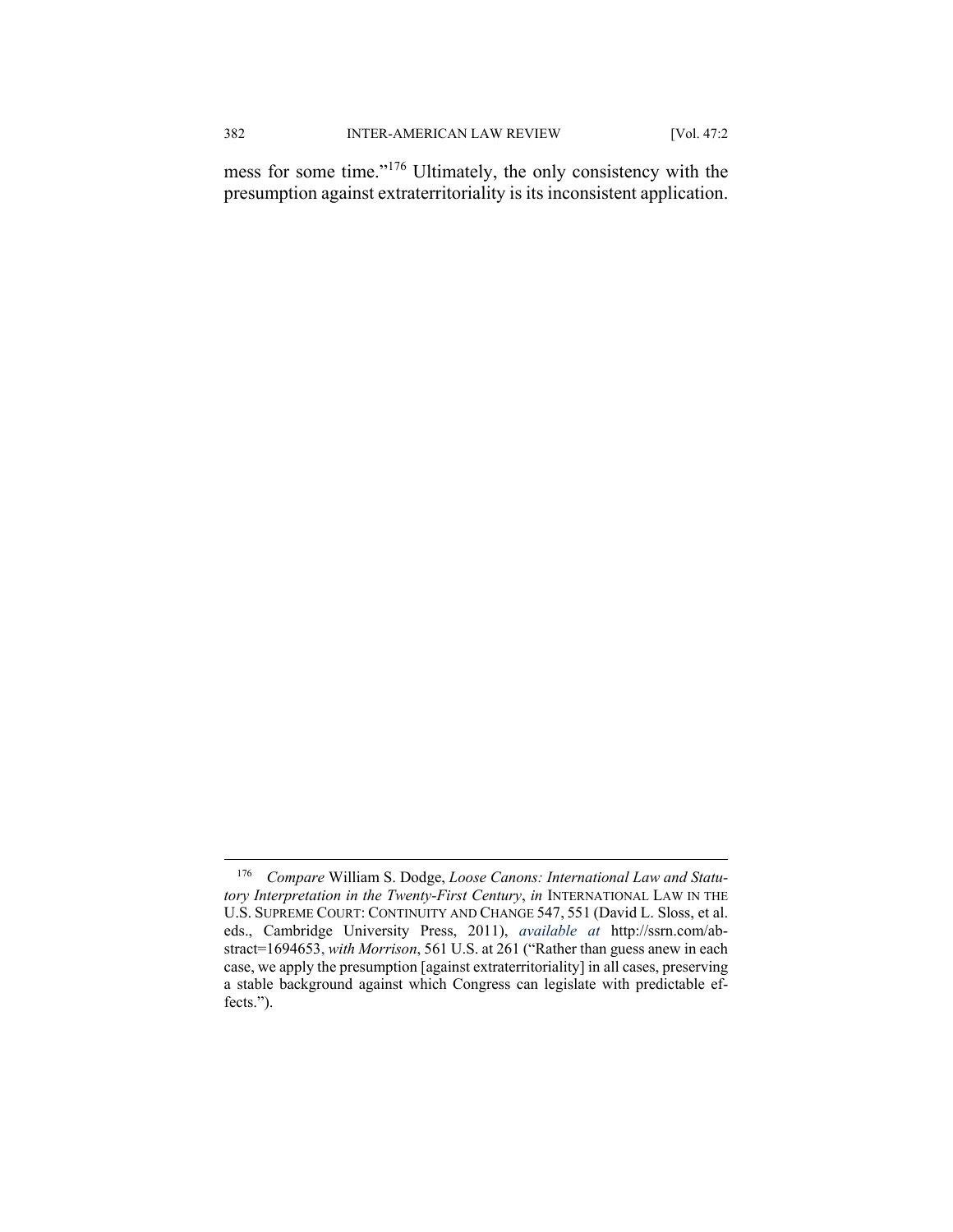mess for some time."[176] Ultimately, the only consistency with the presumption against extraterritoriality is its inconsistent application.

---

[176] *Compare* William S. Dodge, *Loose Canons: International Law and Statutory Interpretation in the Twenty-First Century*, *in* INTERNATIONAL LAW IN THE U.S. SUPREME COURT: CONTINUITY AND CHANGE 547, 551 (David L. Sloss, et al. eds., Cambridge University Press, 2011), *available at* http://ssrn.com/abstract=1694653, *with Morrison*, 561 U.S. at 261 ("Rather than guess anew in each case, we apply the presumption [against extraterritoriality] in all cases, preserving a stable background against which Congress can legislate with predictable effects.").